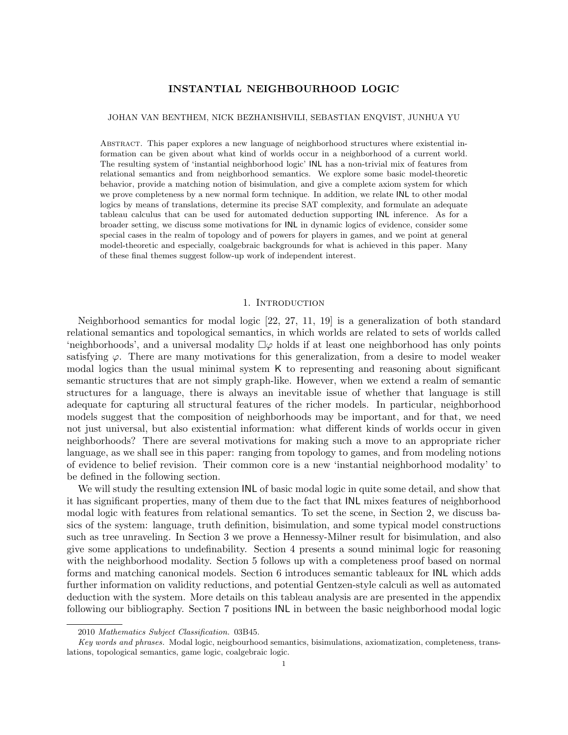# INSTANTIAL NEIGHBOURHOOD LOGIC

JOHAN VAN BENTHEM, NICK BEZHANISHVILI, SEBASTIAN ENQVIST, JUNHUA YU

Abstract. This paper explores a new language of neighborhood structures where existential information can be given about what kind of worlds occur in a neighborhood of a current world. The resulting system of 'instantial neighborhood logic' INL has a non-trivial mix of features from relational semantics and from neighborhood semantics. We explore some basic model-theoretic behavior, provide a matching notion of bisimulation, and give a complete axiom system for which we prove completeness by a new normal form technique. In addition, we relate INL to other modal logics by means of translations, determine its precise SAT complexity, and formulate an adequate tableau calculus that can be used for automated deduction supporting INL inference. As for a broader setting, we discuss some motivations for INL in dynamic logics of evidence, consider some special cases in the realm of topology and of powers for players in games, and we point at general model-theoretic and especially, coalgebraic backgrounds for what is achieved in this paper. Many of these final themes suggest follow-up work of independent interest.

## 1. Introduction

Neighborhood semantics for modal logic [22, 27, 11, 19] is a generalization of both standard relational semantics and topological semantics, in which worlds are related to sets of worlds called 'neighborhoods', and a universal modality $\Box\varphi$ holds if at least one neighborhood has only points satisfying $\varphi$. There are many motivations for this generalization, from a desire to model weaker modal logics than the usual minimal system K to representing and reasoning about significant semantic structures that are not simply graph-like. However, when we extend a realm of semantic structures for a language, there is always an inevitable issue of whether that language is still adequate for capturing all structural features of the richer models. In particular, neighborhood models suggest that the composition of neighborhoods may be important, and for that, we need not just universal, but also existential information: what different kinds of worlds occur in given neighborhoods? There are several motivations for making such a move to an appropriate richer language, as we shall see in this paper: ranging from topology to games, and from modeling notions of evidence to belief revision. Their common core is a new 'instantial neighborhood modality' to be defined in the following section.

We will study the resulting extension INL of basic modal logic in quite some detail, and show that it has significant properties, many of them due to the fact that INL mixes features of neighborhood modal logic with features from relational semantics. To set the scene, in Section 2, we discuss basics of the system: language, truth definition, bisimulation, and some typical model constructions such as tree unraveling. In Section 3 we prove a Hennessy-Milner result for bisimulation, and also give some applications to undefinability. Section 4 presents a sound minimal logic for reasoning with the neighborhood modality. Section 5 follows up with a completeness proof based on normal forms and matching canonical models. Section 6 introduces semantic tableaux for INL which adds further information on validity reductions, and potential Gentzen-style calculi as well as automated deduction with the system. More details on this tableau analysis are are presented in the appendix following our bibliography. Section 7 positions INL in between the basic neighborhood modal logic

---

2010 *Mathematics Subject Classification.* 03B45.

*Key words and phrases.* Modal logic, neigbourhood semantics, bisimulations, axiomatization, completeness, translations, topological semantics, game logic, coalgebraic logic.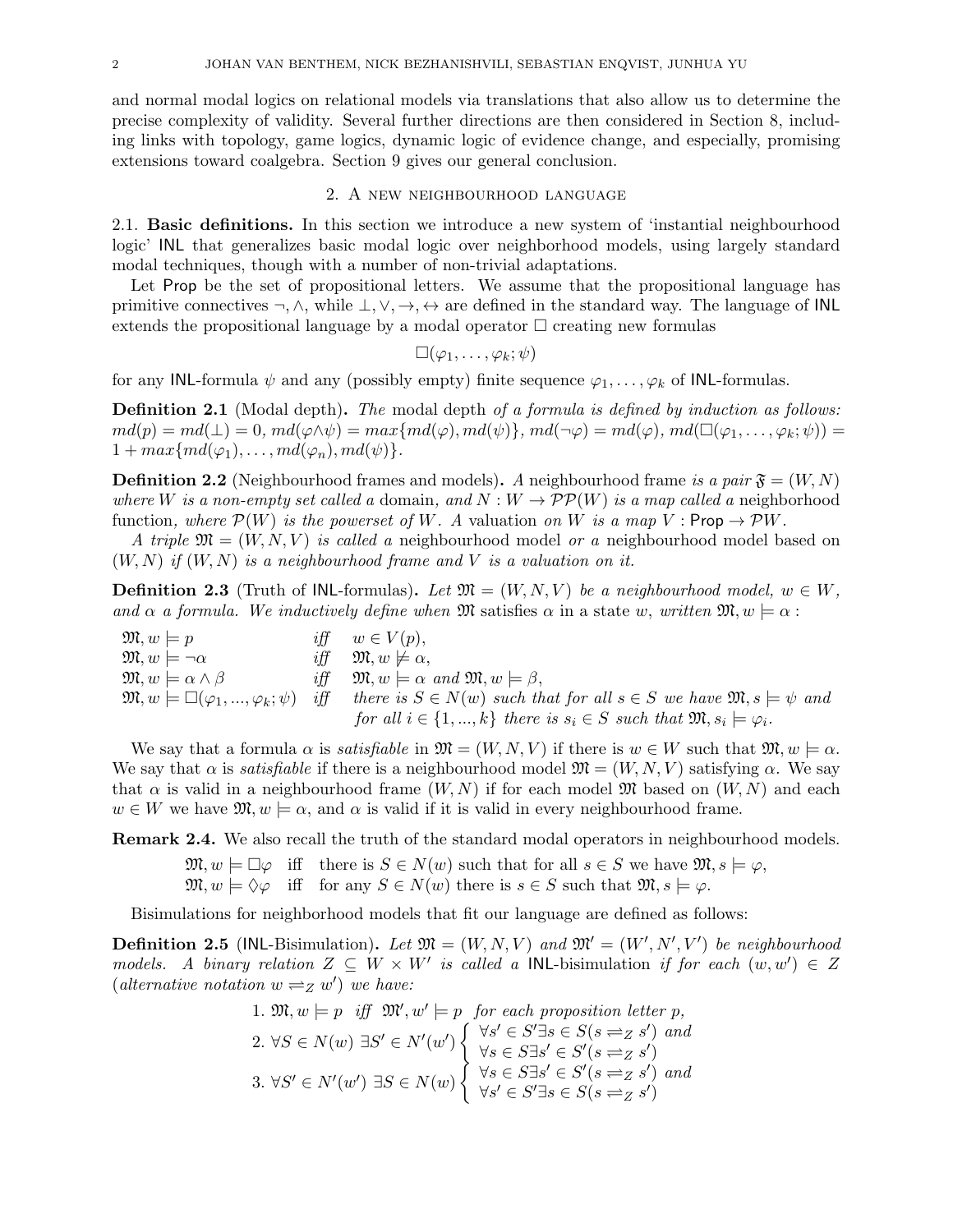and normal modal logics on relational models via translations that also allow us to determine the precise complexity of validity. Several further directions are then considered in Section 8, including links with topology, game logics, dynamic logic of evidence change, and especially, promising extensions toward coalgebra. Section 9 gives our general conclusion.

## 2. A new neighbourhood language

2.1. **Basic definitions.** In this section we introduce a new system of 'instantial neighbourhood logic' INL that generalizes basic modal logic over neighborhood models, using largely standard modal techniques, though with a number of non-trivial adaptations.

Let Prop be the set of propositional letters. We assume that the propositional language has primitive connectives $\neg, \wedge$, while $\bot, \vee, \rightarrow, \leftrightarrow$ are defined in the standard way. The language of INL extends the propositional language by a modal operator $\Box$ creating new formulas

$$\Box(\varphi_1, \ldots, \varphi_k; \psi)$$

for any INL-formula $\psi$ and any (possibly empty) finite sequence $\varphi_1, \ldots, \varphi_k$ of INL-formulas.

**Definition 2.1** (Modal depth)**.** *The* modal depth *of a formula is defined by induction as follows:* $md(p) = md(\bot) = 0$*,* $md(\varphi \wedge \psi) = max\{md(\varphi), md(\psi)\}$*,* $md(\neg\varphi) = md(\varphi)$*,* $md(\Box(\varphi_1, \ldots, \varphi_k; \psi)) = 1 + max\{md(\varphi_1), \ldots, md(\varphi_n), md(\psi)\}$*.*

**Definition 2.2** (Neighbourhood frames and models)**.** *A* neighbourhood frame *is a pair* $\mathfrak{F} = (W, N)$ *where* $W$ *is a non-empty set called a* domain*, and* $N : W \to \mathcal{P}\mathcal{P}(W)$ *is a map called a* neighborhood function*, where* $\mathcal{P}(W)$ *is the powerset of* $W$*. A* valuation *on* $W$ *is a map* $V : \mathsf{Prop} \to \mathcal{P}W$*.*

*A triple* $\mathfrak{M} = (W, N, V)$ *is called a* neighbourhood model *or a* neighbourhood model based on $(W, N)$ *if* $(W, N)$ *is a neighbourhood frame and* $V$ *is a valuation on it.*

**Definition 2.3** (Truth of INL-formulas)**.** *Let* $\mathfrak{M} = (W, N, V)$ *be a neighbourhood model,* $w \in W$*, and* $\alpha$ *a formula. We inductively define when* $\mathfrak{M}$ satisfies $\alpha$ in a state $w$*, written* $\mathfrak{M}, w \models \alpha$ *:*

| | | |
|---|---|---|
| $\mathfrak{M}, w \models p$ | *iff* | $w \in V(p)$, |
| $\mathfrak{M}, w \models \neg\alpha$ | *iff* | $\mathfrak{M}, w \not\models \alpha$, |
| $\mathfrak{M}, w \models \alpha \wedge \beta$ | *iff* | $\mathfrak{M}, w \models \alpha$ *and* $\mathfrak{M}, w \models \beta$, |
| $\mathfrak{M}, w \models \Box(\varphi_1, ..., \varphi_k; \psi)$ | *iff* | *there is* $S \in N(w)$ *such that for all* $s \in S$ *we have* $\mathfrak{M}, s \models \psi$ *and for all* $i \in \{1, ..., k\}$ *there is* $s_i \in S$ *such that* $\mathfrak{M}, s_i \models \varphi_i$. |

We say that a formula $\alpha$ is *satisfiable* in $\mathfrak{M} = (W, N, V)$ if there is $w \in W$ such that $\mathfrak{M}, w \models \alpha$. We say that $\alpha$ is *satisfiable* if there is a neighbourhood model $\mathfrak{M} = (W, N, V)$ satisfying $\alpha$. We say that $\alpha$ is valid in a neighbourhood frame $(W, N)$ if for each model $\mathfrak{M}$ based on $(W, N)$ and each $w \in W$ we have $\mathfrak{M}, w \models \alpha$, and $\alpha$ is valid if it is valid in every neighbourhood frame.

**Remark 2.4.** We also recall the truth of the standard modal operators in neighbourhood models.

$\mathfrak{M}, w \models \Box\varphi$ iff there is $S \in N(w)$ such that for all $s \in S$ we have $\mathfrak{M}, s \models \varphi$,
$\mathfrak{M}, w \models \Diamond\varphi$ iff for any $S \in N(w)$ there is $s \in S$ such that $\mathfrak{M}, s \models \varphi$.

Bisimulations for neighborhood models that fit our language are defined as follows:

**Definition 2.5** (INL-Bisimulation)**.** *Let* $\mathfrak{M} = (W, N, V)$ *and* $\mathfrak{M}' = (W', N', V')$ *be neighbourhood models. A binary relation* $Z \subseteq W \times W'$ *is called a* INL-bisimulation *if for each* $(w, w') \in Z$ *(alternative notation* $w \rightleftharpoons_Z w'$*) we have:*

1. $\mathfrak{M}, w \models p$ *iff* $\mathfrak{M}', w' \models p$ *for each proposition letter* $p$*,*
2. $\forall S \in N(w)\ \exists S' \in N'(w') \begin{cases} \forall s' \in S' \exists s \in S (s \rightleftharpoons_Z s') \text{ and} \\ \forall s \in S \exists s' \in S' (s \rightleftharpoons_Z s') \end{cases}$
3. $\forall S' \in N'(w')\ \exists S \in N(w) \begin{cases} \forall s \in S \exists s' \in S' (s \rightleftharpoons_Z s') \text{ and} \\ \forall s' \in S' \exists s \in S (s \rightleftharpoons_Z s') \end{cases}$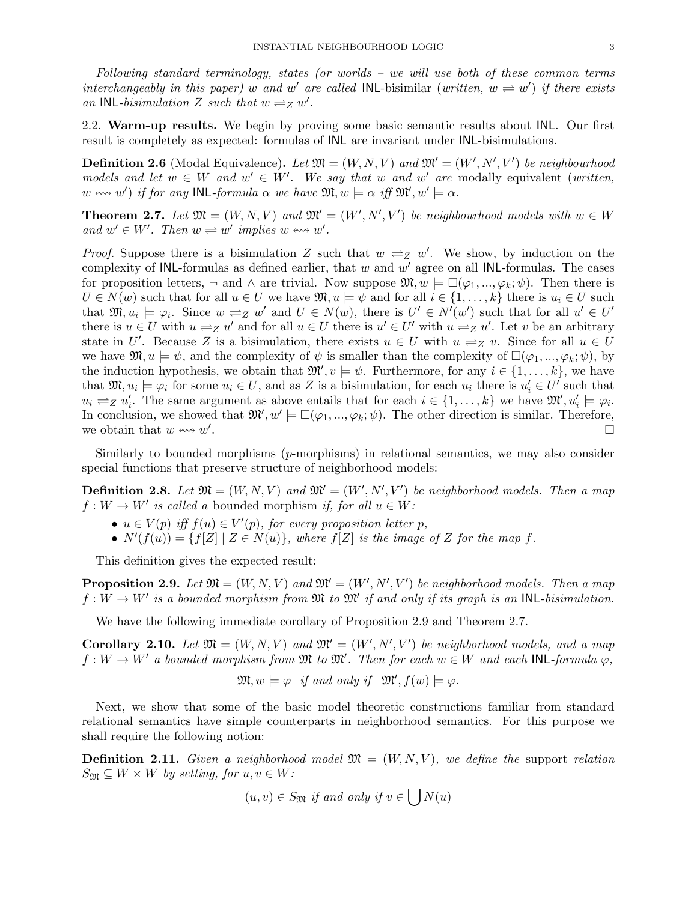*Following standard terminology, states (or worlds – we will use both of these common terms interchangeably in this paper) $w$ and $w'$ are called* INL-bisimilar *(written, $w \rightleftharpoons w'$) if there exists an* INL*-bisimulation $Z$ such that $w \rightleftharpoons_Z w'$.*

## 2.2. Warm-up results.

We begin by proving some basic semantic results about INL. Our first result is completely as expected: formulas of INL are invariant under INL-bisimulations.

**Definition 2.6** (Modal Equivalence)**.** *Let $\mathfrak{M} = (W, N, V)$ and $\mathfrak{M}' = (W', N', V')$ be neighbourhood models and let $w \in W$ and $w' \in W'$. We say that $w$ and $w'$ are* modally equivalent *(written, $w \leftrightsquigarrow w'$) if for any* INL*-formula $\alpha$ we have $\mathfrak{M}, w \models \alpha$ iff $\mathfrak{M}', w' \models \alpha$.*

**Theorem 2.7.** *Let $\mathfrak{M} = (W, N, V)$ and $\mathfrak{M}' = (W', N', V')$ be neighbourhood models with $w \in W$ and $w' \in W'$. Then $w \rightleftharpoons w'$ implies $w \leftrightsquigarrow w'$.*

*Proof.* Suppose there is a bisimulation $Z$ such that $w \rightleftharpoons_Z w'$. We show, by induction on the complexity of INL-formulas as defined earlier, that $w$ and $w'$ agree on all INL-formulas. The cases for proposition letters, $\neg$ and $\wedge$ are trivial. Now suppose $\mathfrak{M}, w \models \Box(\varphi_1, ..., \varphi_k; \psi)$. Then there is $U \in N(w)$ such that for all $u \in U$ we have $\mathfrak{M}, u \models \psi$ and for all $i \in \{1, \ldots, k\}$ there is $u_i \in U$ such that $\mathfrak{M}, u_i \models \varphi_i$. Since $w \rightleftharpoons_Z w'$ and $U \in N(w)$, there is $U' \in N'(w')$ such that for all $u' \in U'$ there is $u \in U$ with $u \rightleftharpoons_Z u'$ and for all $u \in U$ there is $u' \in U'$ with $u \rightleftharpoons_Z u'$. Let $v$ be an arbitrary state in $U'$. Because $Z$ is a bisimulation, there exists $u \in U$ with $u \rightleftharpoons_Z v$. Since for all $u \in U$ we have $\mathfrak{M}, u \models \psi$, and the complexity of $\psi$ is smaller than the complexity of $\Box(\varphi_1, ..., \varphi_k; \psi)$, by the induction hypothesis, we obtain that $\mathfrak{M}', v \models \psi$. Furthermore, for any $i \in \{1, \ldots, k\}$, we have that $\mathfrak{M}, u_i \models \varphi_i$ for some $u_i \in U$, and as $Z$ is a bisimulation, for each $u_i$ there is $u'_i \in U'$ such that $u_i \rightleftharpoons_Z u'_i$. The same argument as above entails that for each $i \in \{1, \ldots, k\}$ we have $\mathfrak{M}', u'_i \models \varphi_i$. In conclusion, we showed that $\mathfrak{M}', w' \models \Box(\varphi_1, ..., \varphi_k; \psi)$. The other direction is similar. Therefore, we obtain that $w \leftrightsquigarrow w'$. □

Similarly to bounded morphisms ($p$-morphisms) in relational semantics, we may also consider special functions that preserve structure of neighborhood models:

**Definition 2.8.** *Let $\mathfrak{M} = (W, N, V)$ and $\mathfrak{M}' = (W', N', V')$ be neighborhood models. Then a map $f : W \to W'$ is called a* bounded morphism *if, for all $u \in W$:*

- *$u \in V(p)$ iff $f(u) \in V'(p)$, for every proposition letter $p$,*
- *$N'(f(u)) = \{f[Z] \mid Z \in N(u)\}$, where $f[Z]$ is the image of $Z$ for the map $f$.*

This definition gives the expected result:

**Proposition 2.9.** *Let $\mathfrak{M} = (W, N, V)$ and $\mathfrak{M}' = (W', N', V')$ be neighborhood models. Then a map $f : W \to W'$ is a bounded morphism from $\mathfrak{M}$ to $\mathfrak{M}'$ if and only if its graph is an* INL*-bisimulation.*

We have the following immediate corollary of Proposition 2.9 and Theorem 2.7.

**Corollary 2.10.** *Let $\mathfrak{M} = (W, N, V)$ and $\mathfrak{M}' = (W', N', V')$ be neighborhood models, and a map $f : W \to W'$ a bounded morphism from $\mathfrak{M}$ to $\mathfrak{M}'$. Then for each $w \in W$ and each* INL*-formula $\varphi$,*

$$\mathfrak{M}, w \models \varphi \quad \text{if and only if} \quad \mathfrak{M}', f(w) \models \varphi.$$

Next, we show that some of the basic model theoretic constructions familiar from standard relational semantics have simple counterparts in neighborhood semantics. For this purpose we shall require the following notion:

**Definition 2.11.** *Given a neighborhood model $\mathfrak{M} = (W, N, V)$, we define the* support *relation $S_{\mathfrak{M}} \subseteq W \times W$ by setting, for $u, v \in W$:*

$$(u, v) \in S_{\mathfrak{M}} \text{ if and only if } v \in \bigcup N(u)$$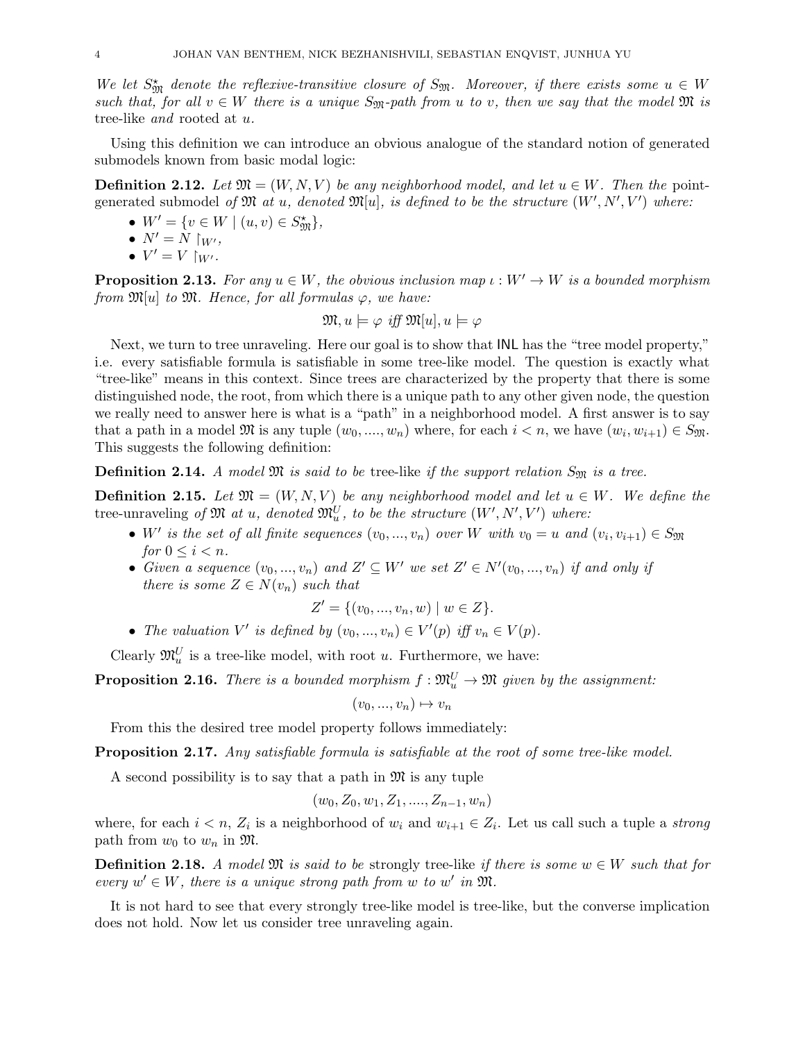*We let $S^\star_{\mathfrak{M}}$ denote the reflexive-transitive closure of $S_{\mathfrak{M}}$. Moreover, if there exists some $u \in W$ such that, for all $v \in W$ there is a unique $S_{\mathfrak{M}}$-path from $u$ to $v$, then we say that the model $\mathfrak{M}$ is* tree-like *and* rooted *at $u$.*

Using this definition we can introduce an obvious analogue of the standard notion of generated submodels known from basic modal logic:

**Definition 2.12.** *Let $\mathfrak{M} = (W, N, V)$ be any neighborhood model, and let $u \in W$. Then the* point-generated submodel *of $\mathfrak{M}$ at $u$, denoted $\mathfrak{M}[u]$, is defined to be the structure $(W', N', V')$ where:*

- $W' = \{v \in W \mid (u, v) \in S^\star_{\mathfrak{M}}\}$,
- $N' = N \restriction_{W'}$,
- $V' = V \restriction_{W'}$.

**Proposition 2.13.** *For any $u \in W$, the obvious inclusion map $\iota : W' \to W$ is a bounded morphism from $\mathfrak{M}[u]$ to $\mathfrak{M}$. Hence, for all formulas $\varphi$, we have:*

$$\mathfrak{M}, u \models \varphi \text{ iff } \mathfrak{M}[u], u \models \varphi$$

Next, we turn to tree unraveling. Here our goal is to show that INL has the "tree model property," i.e. every satisfiable formula is satisfiable in some tree-like model. The question is exactly what "tree-like" means in this context. Since trees are characterized by the property that there is some distinguished node, the root, from which there is a unique path to any other given node, the question we really need to answer here is what is a "path" in a neighborhood model. A first answer is to say that a path in a model $\mathfrak{M}$ is any tuple $(w_0, ...., w_n)$ where, for each $i < n$, we have $(w_i, w_{i+1}) \in S_{\mathfrak{M}}$. This suggests the following definition:

**Definition 2.14.** *A model $\mathfrak{M}$ is said to be* tree-like *if the support relation $S_{\mathfrak{M}}$ is a tree.*

**Definition 2.15.** *Let $\mathfrak{M} = (W, N, V)$ be any neighborhood model and let $u \in W$. We define the* tree-unraveling *of $\mathfrak{M}$ at $u$, denoted $\mathfrak{M}^U_u$, to be the structure $(W', N', V')$ where:*

- *$W'$ is the set of all finite sequences $(v_0, ..., v_n)$ over $W$ with $v_0 = u$ and $(v_i, v_{i+1}) \in S_{\mathfrak{M}}$ for $0 \leq i < n$.*
- *Given a sequence $(v_0, ..., v_n)$ and $Z' \subseteq W'$ we set $Z' \in N'(v_0, ..., v_n)$ if and only if there is some $Z \in N(v_n)$ such that*
$$Z' = \{(v_0, ..., v_n, w) \mid w \in Z\}.$$
- *The valuation $V'$ is defined by $(v_0, ..., v_n) \in V'(p)$ iff $v_n \in V(p)$.*

Clearly $\mathfrak{M}^U_u$ is a tree-like model, with root $u$. Furthermore, we have:

**Proposition 2.16.** *There is a bounded morphism $f : \mathfrak{M}^U_u \to \mathfrak{M}$ given by the assignment:*

$$(v_0, ..., v_n) \mapsto v_n$$

From this the desired tree model property follows immediately:

**Proposition 2.17.** *Any satisfiable formula is satisfiable at the root of some tree-like model.*

A second possibility is to say that a path in $\mathfrak{M}$ is any tuple

$$(w_0, Z_0, w_1, Z_1, ...., Z_{n-1}, w_n)$$

where, for each $i < n$, $Z_i$ is a neighborhood of $w_i$ and $w_{i+1} \in Z_i$. Let us call such a tuple a *strong* path from $w_0$ to $w_n$ in $\mathfrak{M}$.

**Definition 2.18.** *A model $\mathfrak{M}$ is said to be* strongly tree-like *if there is some $w \in W$ such that for every $w' \in W$, there is a unique strong path from $w$ to $w'$ in $\mathfrak{M}$.*

It is not hard to see that every strongly tree-like model is tree-like, but the converse implication does not hold. Now let us consider tree unraveling again.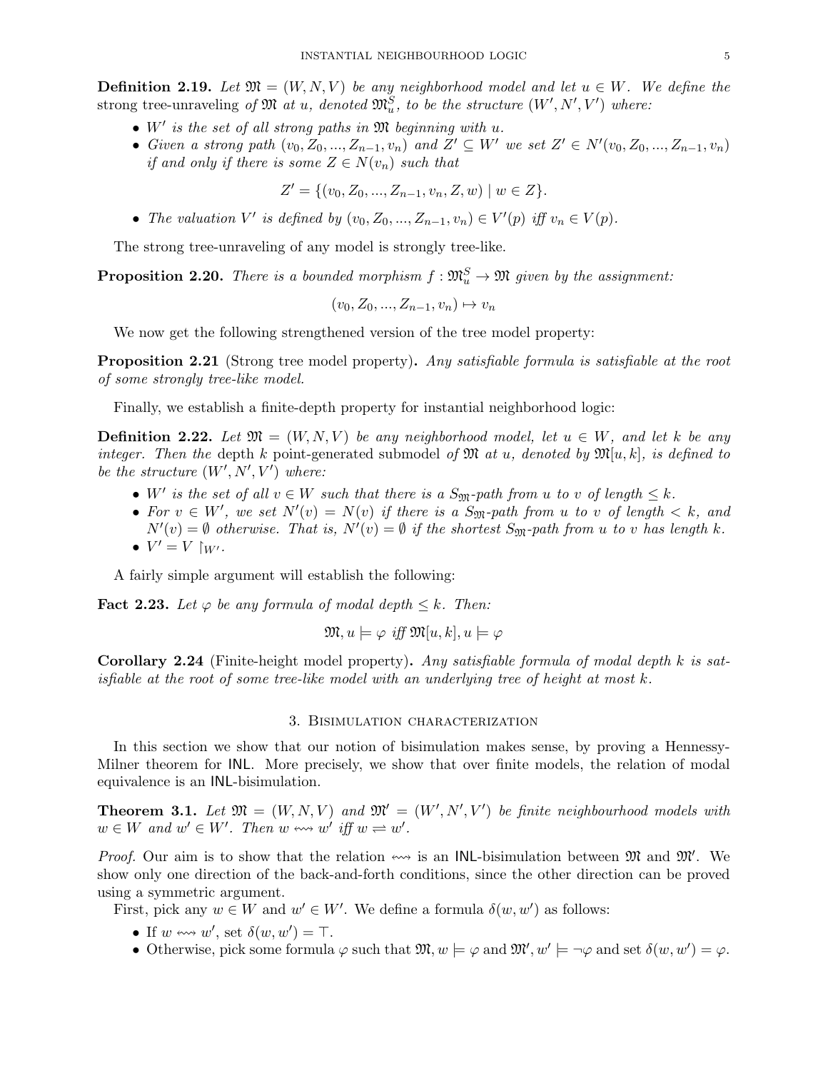**Definition 2.19.** *Let $\mathfrak{M} = (W, N, V)$ be any neighborhood model and let $u \in W$. We define the* strong tree-unraveling *of $\mathfrak{M}$ at $u$, denoted $\mathfrak{M}^S_u$, to be the structure $(W', N', V')$ where:*

- *$W'$ is the set of all strong paths in $\mathfrak{M}$ beginning with $u$.*
- *Given a strong path $(v_0, Z_0, ..., Z_{n-1}, v_n)$ and $Z' \subseteq W'$ we set $Z' \in N'(v_0, Z_0, ..., Z_{n-1}, v_n)$ if and only if there is some $Z \in N(v_n)$ such that*

$$Z' = \{(v_0, Z_0, ..., Z_{n-1}, v_n, Z, w) \mid w \in Z\}.$$

- *The valuation $V'$ is defined by $(v_0, Z_0, ..., Z_{n-1}, v_n) \in V'(p)$ iff $v_n \in V(p)$.*

The strong tree-unraveling of any model is strongly tree-like.

**Proposition 2.20.** *There is a bounded morphism $f : \mathfrak{M}^S_u \to \mathfrak{M}$ given by the assignment:*

$$(v_0, Z_0, ..., Z_{n-1}, v_n) \mapsto v_n$$

We now get the following strengthened version of the tree model property:

**Proposition 2.21** (Strong tree model property)**.** *Any satisfiable formula is satisfiable at the root of some strongly tree-like model.*

Finally, we establish a finite-depth property for instantial neighborhood logic:

**Definition 2.22.** *Let $\mathfrak{M} = (W, N, V)$ be any neighborhood model, let $u \in W$, and let $k$ be any integer. Then the* depth $k$ point-generated submodel *of $\mathfrak{M}$ at $u$, denoted by $\mathfrak{M}[u, k]$, is defined to be the structure $(W', N', V')$ where:*

- *$W'$ is the set of all $v \in W$ such that there is a $S_{\mathfrak{M}}$-path from $u$ to $v$ of length $\leq k$.*
- *For $v \in W'$, we set $N'(v) = N(v)$ if there is a $S_{\mathfrak{M}}$-path from $u$ to $v$ of length $< k$, and $N'(v) = \emptyset$ otherwise. That is, $N'(v) = \emptyset$ if the shortest $S_{\mathfrak{M}}$-path from $u$ to $v$ has length $k$.*
- *$V' = V \restriction_{W'}$.*

A fairly simple argument will establish the following:

**Fact 2.23.** *Let $\varphi$ be any formula of modal depth $\leq k$. Then:*

$$\mathfrak{M}, u \models \varphi \text{ iff } \mathfrak{M}[u, k], u \models \varphi$$

**Corollary 2.24** (Finite-height model property)**.** *Any satisfiable formula of modal depth $k$ is satisfiable at the root of some tree-like model with an underlying tree of height at most $k$.*

## 3. Bisimulation characterization

In this section we show that our notion of bisimulation makes sense, by proving a Hennessy-Milner theorem for INL. More precisely, we show that over finite models, the relation of modal equivalence is an INL-bisimulation.

**Theorem 3.1.** *Let $\mathfrak{M} = (W, N, V)$ and $\mathfrak{M}' = (W', N', V')$ be finite neighbourhood models with $w \in W$ and $w' \in W'$. Then $w \leftrightsquigarrow w'$ iff $w \rightleftharpoons w'$.*

*Proof.* Our aim is to show that the relation $\leftrightsquigarrow$ is an INL-bisimulation between $\mathfrak{M}$ and $\mathfrak{M}'$. We show only one direction of the back-and-forth conditions, since the other direction can be proved using a symmetric argument.

First, pick any $w \in W$ and $w' \in W'$. We define a formula $\delta(w, w')$ as follows:

- If $w \leftrightsquigarrow w'$, set $\delta(w, w') = \top$.
- Otherwise, pick some formula $\varphi$ such that $\mathfrak{M}, w \models \varphi$ and $\mathfrak{M}', w' \models \neg\varphi$ and set $\delta(w, w') = \varphi$.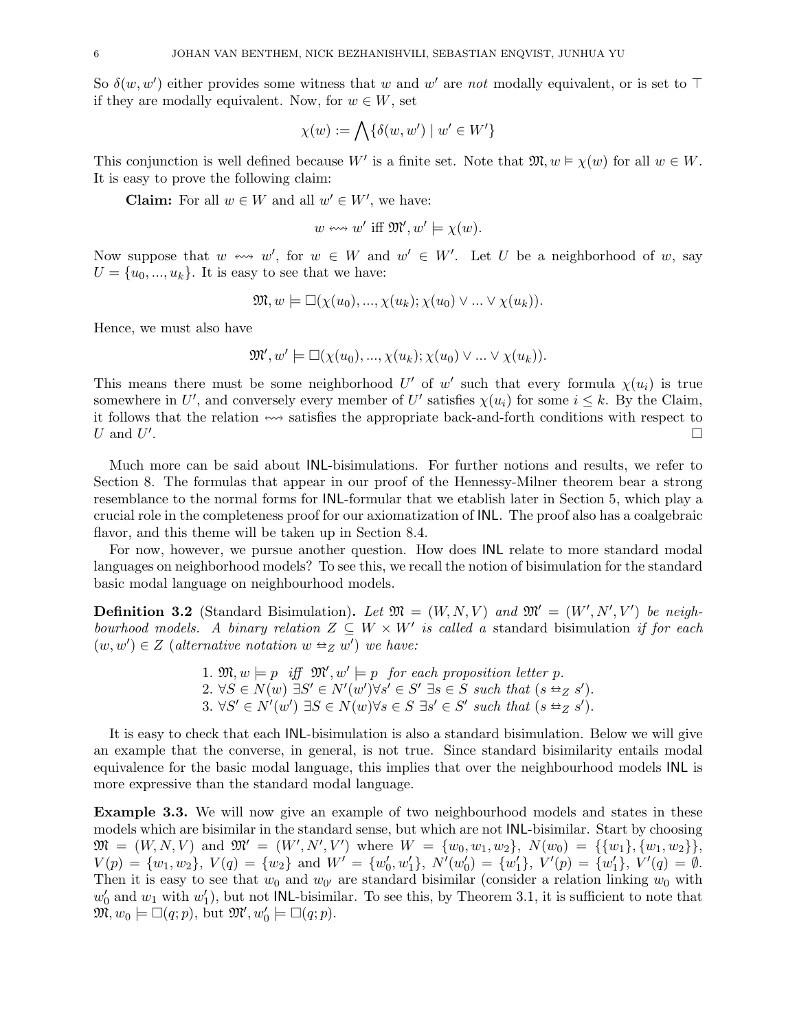So $\delta(w, w')$ either provides some witness that $w$ and $w'$ are *not* modally equivalent, or is set to $\top$ if they are modally equivalent. Now, for $w \in W$, set

$$\chi(w) := \bigwedge\{\delta(w, w') \mid w' \in W'\}$$

This conjunction is well defined because $W'$ is a finite set. Note that $\mathfrak{M}, w \vDash \chi(w)$ for all $w \in W$. It is easy to prove the following claim:

**Claim:** For all $w \in W$ and all $w' \in W'$, we have:

$$w \leftrightsquigarrow w' \text{ iff } \mathfrak{M}', w' \models \chi(w).$$

Now suppose that $w \leftrightsquigarrow w'$, for $w \in W$ and $w' \in W'$. Let $U$ be a neighborhood of $w$, say $U = \{u_0, ..., u_k\}$. It is easy to see that we have:

$$\mathfrak{M}, w \models \Box(\chi(u_0), ..., \chi(u_k); \chi(u_0) \vee ... \vee \chi(u_k)).$$

Hence, we must also have

$$\mathfrak{M}', w' \models \Box(\chi(u_0), ..., \chi(u_k); \chi(u_0) \vee ... \vee \chi(u_k)).$$

This means there must be some neighborhood $U'$ of $w'$ such that every formula $\chi(u_i)$ is true somewhere in $U'$, and conversely every member of $U'$ satisfies $\chi(u_i)$ for some $i \leq k$. By the Claim, it follows that the relation $\leftrightsquigarrow$ satisfies the appropriate back-and-forth conditions with respect to $U$ and $U'$. $\square$

Much more can be said about INL-bisimulations. For further notions and results, we refer to Section 8. The formulas that appear in our proof of the Hennessy-Milner theorem bear a strong resemblance to the normal forms for INL-formular that we etablish later in Section 5, which play a crucial role in the completeness proof for our axiomatization of INL. The proof also has a coalgebraic flavor, and this theme will be taken up in Section 8.4.

For now, however, we pursue another question. How does INL relate to more standard modal languages on neighborhood models? To see this, we recall the notion of bisimulation for the standard basic modal language on neighbourhood models.

**Definition 3.2** (Standard Bisimulation)**.** *Let $\mathfrak{M} = (W, N, V)$ and $\mathfrak{M}' = (W', N', V')$ be neighbourhood models. A binary relation $Z \subseteq W \times W'$ is called a* standard bisimulation *if for each $(w, w') \in Z$ (alternative notation $w \leftrightarroweq_Z w'$) we have:*

1. *$\mathfrak{M}, w \models p$ iff $\mathfrak{M}', w' \models p$ for each proposition letter $p$.*
2. *$\forall S \in N(w)\ \exists S' \in N'(w') \forall s' \in S'\ \exists s \in S$ such that $(s \leftrightarroweq_Z s')$.*
3. *$\forall S' \in N'(w')\ \exists S \in N(w) \forall s \in S\ \exists s' \in S'$ such that $(s \leftrightarroweq_Z s')$.*

It is easy to check that each INL-bisimulation is also a standard bisimulation. Below we will give an example that the converse, in general, is not true. Since standard bisimilarity entails modal equivalence for the basic modal language, this implies that over the neighbourhood models INL is more expressive than the standard modal language.

**Example 3.3.** We will now give an example of two neighbourhood models and states in these models which are bisimilar in the standard sense, but which are not INL-bisimilar. Start by choosing $\mathfrak{M} = (W, N, V)$ and $\mathfrak{M}' = (W', N', V')$ where $W = \{w_0, w_1, w_2\}$, $N(w_0) = \{\{w_1\}, \{w_1, w_2\}\}$, $V(p) = \{w_1, w_2\}$, $V(q) = \{w_2\}$ and $W' = \{w'_0, w'_1\}$, $N'(w'_0) = \{w'_1\}$, $V'(p) = \{w'_1\}$, $V'(q) = \emptyset$. Then it is easy to see that $w_0$ and $w_{0'}$ are standard bisimilar (consider a relation linking $w_0$ with $w'_0$ and $w_1$ with $w'_1$), but not INL-bisimilar. To see this, by Theorem 3.1, it is sufficient to note that $\mathfrak{M}, w_0 \models \Box(q; p)$, but $\mathfrak{M}', w'_0 \models \Box(q; p)$.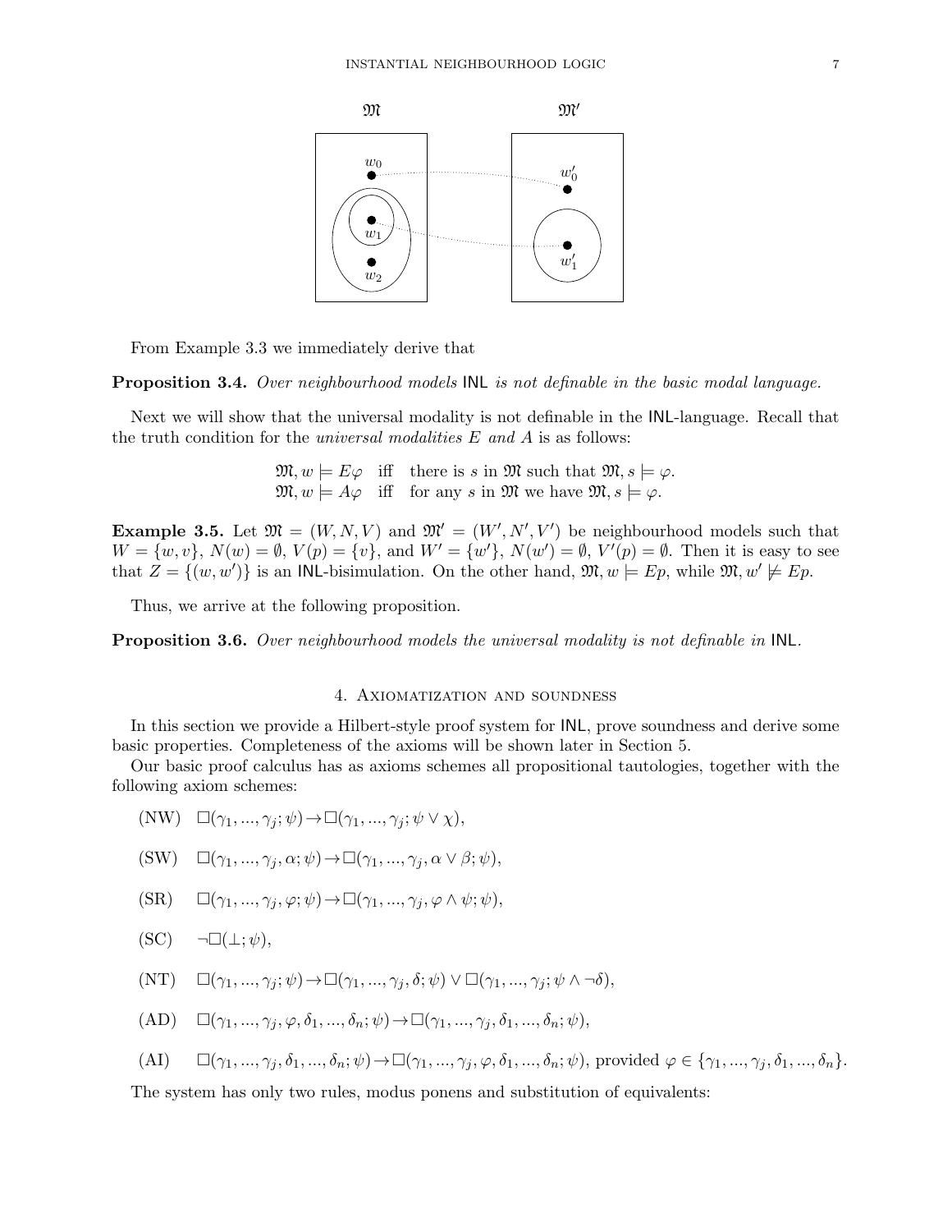From Example 3.3 we immediately derive that

**Proposition 3.4.** *Over neighbourhood models* INL *is not definable in the basic modal language.*

Next we will show that the universal modality is not definable in the INL-language. Recall that the truth condition for the *universal modalities $E$ and $A$* is as follows:

$$\mathfrak{M}, w \models E\varphi \quad \text{iff} \quad \text{there is } s \text{ in } \mathfrak{M} \text{ such that } \mathfrak{M}, s \models \varphi.$$
$$\mathfrak{M}, w \models A\varphi \quad \text{iff} \quad \text{for any } s \text{ in } \mathfrak{M} \text{ we have } \mathfrak{M}, s \models \varphi.$$

**Example 3.5.** Let $\mathfrak{M} = (W, N, V)$ and $\mathfrak{M}' = (W', N', V')$ be neighbourhood models such that $W = \{w, v\}$, $N(w) = \emptyset$, $V(p) = \{v\}$, and $W' = \{w'\}$, $N(w') = \emptyset$, $V'(p) = \emptyset$. Then it is easy to see that $Z = \{(w, w')\}$ is an INL-bisimulation. On the other hand, $\mathfrak{M}, w \models Ep$, while $\mathfrak{M}, w' \not\models Ep$.

Thus, we arrive at the following proposition.

**Proposition 3.6.** *Over neighbourhood models the universal modality is not definable in* INL.

## 4. Axiomatization and soundness

In this section we provide a Hilbert-style proof system for INL, prove soundness and derive some basic properties. Completeness of the axioms will be shown later in Section 5.

Our basic proof calculus has as axioms schemes all propositional tautologies, together with the following axiom schemes:

(NW) $\Box(\gamma_1, ..., \gamma_j; \psi) \rightarrow \Box(\gamma_1, ..., \gamma_j; \psi \vee \chi)$,

(SW) $\Box(\gamma_1, ..., \gamma_j, \alpha; \psi) \rightarrow \Box(\gamma_1, ..., \gamma_j, \alpha \vee \beta; \psi)$,

(SR) $\Box(\gamma_1, ..., \gamma_j, \varphi; \psi) \rightarrow \Box(\gamma_1, ..., \gamma_j, \varphi \wedge \psi; \psi)$,

(SC) $\neg\Box(\bot; \psi)$,

(NT) $\Box(\gamma_1, ..., \gamma_j; \psi) \rightarrow \Box(\gamma_1, ..., \gamma_j, \delta; \psi) \vee \Box(\gamma_1, ..., \gamma_j; \psi \wedge \neg\delta)$,

(AD) $\Box(\gamma_1, ..., \gamma_j, \varphi, \delta_1, ..., \delta_n; \psi) \rightarrow \Box(\gamma_1, ..., \gamma_j, \delta_1, ..., \delta_n; \psi)$,

(AI) $\Box(\gamma_1, ..., \gamma_j, \delta_1, ..., \delta_n; \psi) \rightarrow \Box(\gamma_1, ..., \gamma_j, \varphi, \delta_1, ..., \delta_n; \psi)$, provided $\varphi \in \{\gamma_1, ..., \gamma_j, \delta_1, ..., \delta_n\}$.

The system has only two rules, modus ponens and substitution of equivalents: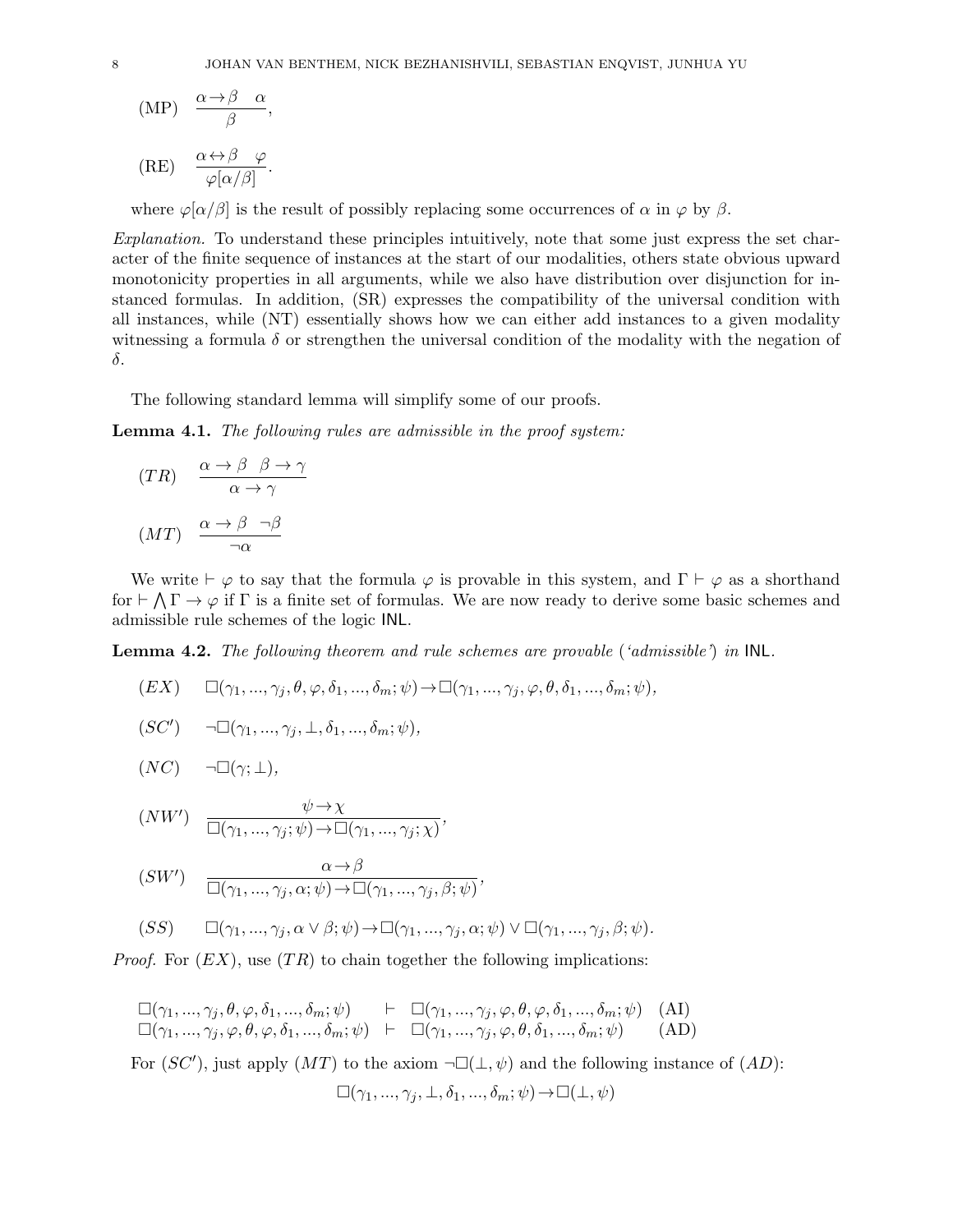(MP) $\dfrac{\alpha \to \beta \quad \alpha}{\beta}$,

(RE) $\dfrac{\alpha \leftrightarrow \beta \quad \varphi}{\varphi[\alpha/\beta]}$.

where $\varphi[\alpha/\beta]$ is the result of possibly replacing some occurrences of $\alpha$ in $\varphi$ by $\beta$.

*Explanation.* To understand these principles intuitively, note that some just express the set character of the finite sequence of instances at the start of our modalities, others state obvious upward monotonicity properties in all arguments, while we also have distribution over disjunction for instanced formulas. In addition, (SR) expresses the compatibility of the universal condition with all instances, while (NT) essentially shows how we can either add instances to a given modality witnessing a formula $\delta$ or strengthen the universal condition of the modality with the negation of $\delta$.

The following standard lemma will simplify some of our proofs.

**Lemma 4.1.** *The following rules are admissible in the proof system:*

$(TR)$ $\dfrac{\alpha \to \beta \quad \beta \to \gamma}{\alpha \to \gamma}$

$(MT)$ $\dfrac{\alpha \to \beta \quad \neg\beta}{\neg\alpha}$

We write $\vdash \varphi$ to say that the formula $\varphi$ is provable in this system, and $\Gamma \vdash \varphi$ as a shorthand for $\vdash \bigwedge \Gamma \to \varphi$ if $\Gamma$ is a finite set of formulas. We are now ready to derive some basic schemes and admissible rule schemes of the logic INL.

**Lemma 4.2.** *The following theorem and rule schemes are provable ('admissible') in* INL.

$(EX)$ $\Box(\gamma_1, ..., \gamma_j, \theta, \varphi, \delta_1, ..., \delta_m; \psi) \to \Box(\gamma_1, ..., \gamma_j, \varphi, \theta, \delta_1, ..., \delta_m; \psi)$,

$(SC')$ $\neg\Box(\gamma_1, ..., \gamma_j, \bot, \delta_1, ..., \delta_m; \psi)$,

$(NC)$ $\neg\Box(\gamma; \bot)$,

$(NW')$ $\dfrac{\psi \to \chi}{\Box(\gamma_1, ..., \gamma_j; \psi) \to \Box(\gamma_1, ..., \gamma_j; \chi)}$,

$(SW')$ $\dfrac{\alpha \to \beta}{\Box(\gamma_1, ..., \gamma_j, \alpha; \psi) \to \Box(\gamma_1, ..., \gamma_j, \beta; \psi)}$,

$(SS)$ $\Box(\gamma_1, ..., \gamma_j, \alpha \vee \beta; \psi) \to \Box(\gamma_1, ..., \gamma_j, \alpha; \psi) \vee \Box(\gamma_1, ..., \gamma_j, \beta; \psi)$.

*Proof.* For $(EX)$, use $(TR)$ to chain together the following implications:

$$\begin{array}{lll} \Box(\gamma_1, ..., \gamma_j, \theta, \varphi, \delta_1, ..., \delta_m; \psi) & \vdash & \Box(\gamma_1, ..., \gamma_j, \varphi, \theta, \varphi, \delta_1, ..., \delta_m; \psi) \quad \text{(AI)} \\ \Box(\gamma_1, ..., \gamma_j, \varphi, \theta, \varphi, \delta_1, ..., \delta_m; \psi) & \vdash & \Box(\gamma_1, ..., \gamma_j, \varphi, \theta, \delta_1, ..., \delta_m; \psi) \quad \text{(AD)} \end{array}$$

For $(SC')$, just apply $(MT)$ to the axiom $\neg\Box(\bot, \psi)$ and the following instance of $(AD)$:

$$\Box(\gamma_1, ..., \gamma_j, \bot, \delta_1, ..., \delta_m; \psi) \to \Box(\bot, \psi)$$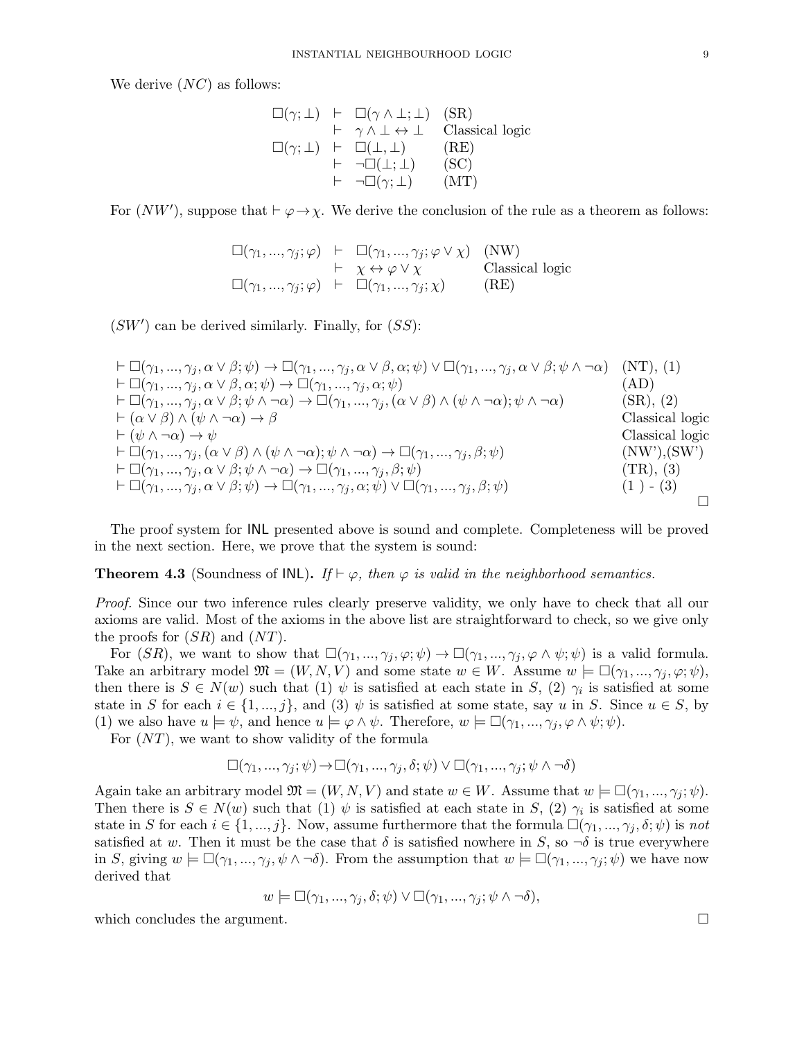We derive $(NC)$ as follows:

$$
\begin{array}{rcll}
\Box(\gamma;\bot) & \vdash & \Box(\gamma\wedge\bot;\bot) & \text{(SR)} \\
 & \vdash & \gamma\wedge\bot\leftrightarrow\bot & \text{Classical logic} \\
\Box(\gamma;\bot) & \vdash & \Box(\bot,\bot) & \text{(RE)} \\
 & \vdash & \neg\Box(\bot;\bot) & \text{(SC)} \\
 & \vdash & \neg\Box(\gamma;\bot) & \text{(MT)}
\end{array}
$$

For $(NW')$, suppose that $\vdash \varphi \to \chi$. We derive the conclusion of the rule as a theorem as follows:

$$
\begin{array}{rcll}
\Box(\gamma_1,...,\gamma_j;\varphi) & \vdash & \Box(\gamma_1,...,\gamma_j;\varphi\vee\chi) & \text{(NW)} \\
 & \vdash & \chi\leftrightarrow\varphi\vee\chi & \text{Classical logic} \\
\Box(\gamma_1,...,\gamma_j;\varphi) & \vdash & \Box(\gamma_1,...,\gamma_j;\chi) & \text{(RE)}
\end{array}
$$

$(SW')$ can be derived similarly. Finally, for $(SS)$:

$$
\begin{array}{ll}
\vdash \Box(\gamma_1,...,\gamma_j,\alpha\vee\beta;\psi)\to\Box(\gamma_1,...,\gamma_j,\alpha\vee\beta,\alpha;\psi)\vee\Box(\gamma_1,...,\gamma_j,\alpha\vee\beta;\psi\wedge\neg\alpha) & \text{(NT), (1)} \\
\vdash \Box(\gamma_1,...,\gamma_j,\alpha\vee\beta,\alpha;\psi)\to\Box(\gamma_1,...,\gamma_j,\alpha;\psi) & \text{(AD)} \\
\vdash \Box(\gamma_1,...,\gamma_j,\alpha\vee\beta;\psi\wedge\neg\alpha)\to\Box(\gamma_1,...,\gamma_j,(\alpha\vee\beta)\wedge(\psi\wedge\neg\alpha);\psi\wedge\neg\alpha) & \text{(SR), (2)} \\
\vdash (\alpha\vee\beta)\wedge(\psi\wedge\neg\alpha)\to\beta & \text{Classical logic} \\
\vdash (\psi\wedge\neg\alpha)\to\psi & \text{Classical logic} \\
\vdash \Box(\gamma_1,...,\gamma_j,(\alpha\vee\beta)\wedge(\psi\wedge\neg\alpha);\psi\wedge\neg\alpha)\to\Box(\gamma_1,...,\gamma_j,\beta;\psi) & \text{(NW'),(SW')} \\
\vdash \Box(\gamma_1,...,\gamma_j,\alpha\vee\beta;\psi\wedge\neg\alpha)\to\Box(\gamma_1,...,\gamma_j,\beta;\psi) & \text{(TR), (3)} \\
\vdash \Box(\gamma_1,...,\gamma_j,\alpha\vee\beta;\psi)\to\Box(\gamma_1,...,\gamma_j,\alpha;\psi)\vee\Box(\gamma_1,...,\gamma_j,\beta;\psi) & \text{(1 ) - (3)}
\end{array}
$$

□

The proof system for INL presented above is sound and complete. Completeness will be proved in the next section. Here, we prove that the system is sound:

**Theorem 4.3** (Soundness of INL)**.** *If* $\vdash \varphi$*, then* $\varphi$ *is valid in the neighborhood semantics.*

*Proof.* Since our two inference rules clearly preserve validity, we only have to check that all our axioms are valid. Most of the axioms in the above list are straightforward to check, so we give only the proofs for $(SR)$ and $(NT)$.

For $(SR)$, we want to show that $\Box(\gamma_1,...,\gamma_j,\varphi;\psi)\to\Box(\gamma_1,...,\gamma_j,\varphi\wedge\psi;\psi)$ is a valid formula. Take an arbitrary model $\mathfrak{M}=(W,N,V)$ and some state $w\in W$. Assume $w\models\Box(\gamma_1,...,\gamma_j,\varphi;\psi)$, then there is $S\in N(w)$ such that (1) $\psi$ is satisfied at each state in $S$, (2) $\gamma_i$ is satisfied at some state in $S$ for each $i\in\{1,...,j\}$, and (3) $\psi$ is satisfied at some state, say $u$ in $S$. Since $u\in S$, by (1) we also have $u\models\psi$, and hence $u\models\varphi\wedge\psi$. Therefore, $w\models\Box(\gamma_1,...,\gamma_j,\varphi\wedge\psi;\psi)$.

For $(NT)$, we want to show validity of the formula

$$\Box(\gamma_1,...,\gamma_j;\psi)\to\Box(\gamma_1,...,\gamma_j,\delta;\psi)\vee\Box(\gamma_1,...,\gamma_j;\psi\wedge\neg\delta)$$

Again take an arbitrary model $\mathfrak{M}=(W,N,V)$ and state $w\in W$. Assume that $w\models\Box(\gamma_1,...,\gamma_j;\psi)$. Then there is $S\in N(w)$ such that (1) $\psi$ is satisfied at each state in $S$, (2) $\gamma_i$ is satisfied at some state in $S$ for each $i\in\{1,...,j\}$. Now, assume furthermore that the formula $\Box(\gamma_1,...,\gamma_j,\delta;\psi)$ is *not* satisfied at $w$. Then it must be the case that $\delta$ is satisfied nowhere in $S$, so $\neg\delta$ is true everywhere in $S$, giving $w\models\Box(\gamma_1,...,\gamma_j,\psi\wedge\neg\delta)$. From the assumption that $w\models\Box(\gamma_1,...,\gamma_j;\psi)$ we have now derived that

$$w\models\Box(\gamma_1,...,\gamma_j,\delta;\psi)\vee\Box(\gamma_1,...,\gamma_j;\psi\wedge\neg\delta),$$

which concludes the argument. □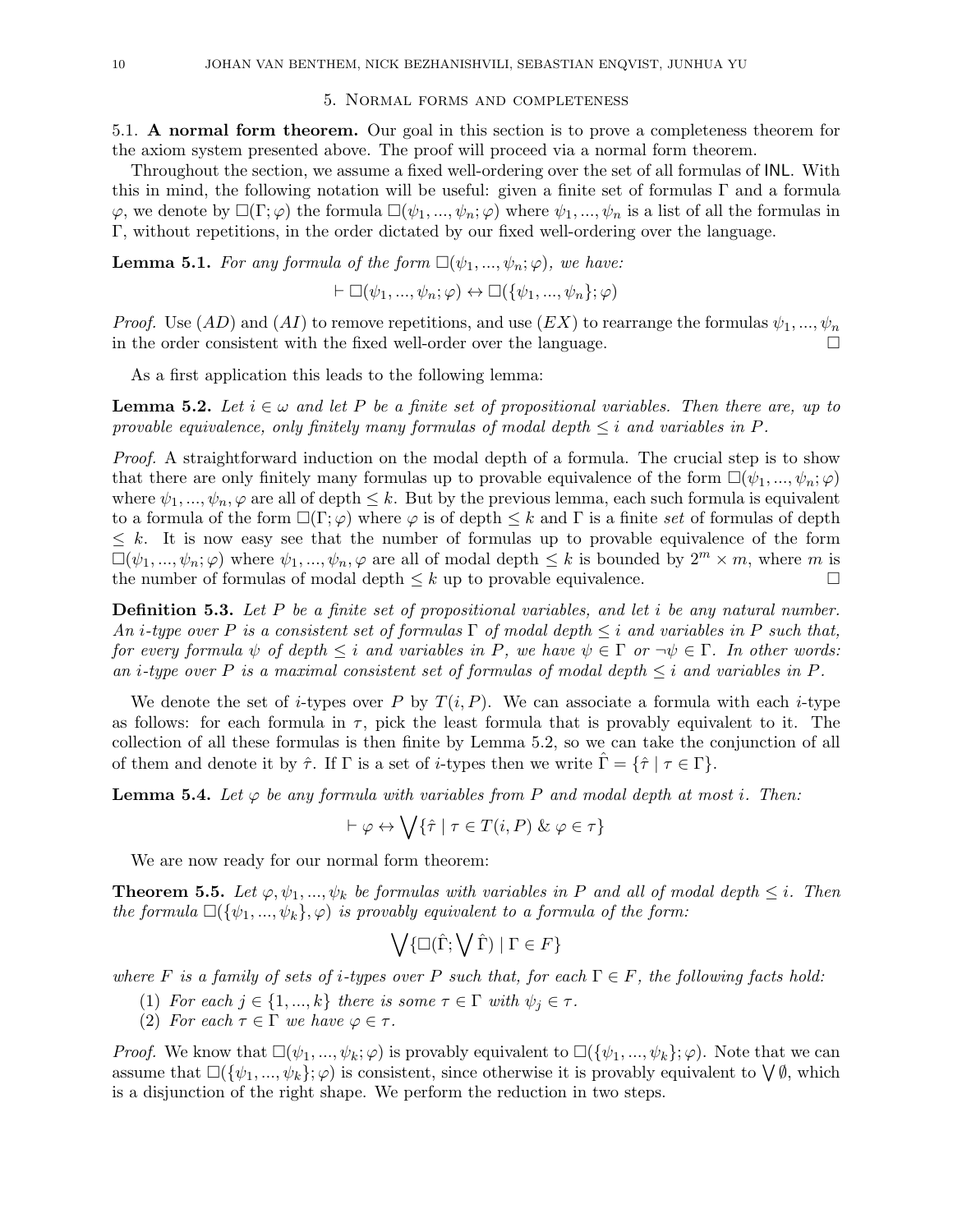## 5. Normal forms and completeness

5.1. **A normal form theorem.** Our goal in this section is to prove a completeness theorem for the axiom system presented above. The proof will proceed via a normal form theorem.

Throughout the section, we assume a fixed well-ordering over the set of all formulas of INL. With this in mind, the following notation will be useful: given a finite set of formulas $\Gamma$ and a formula $\varphi$, we denote by $\Box(\Gamma;\varphi)$ the formula $\Box(\psi_1,...,\psi_n;\varphi)$ where $\psi_1,...,\psi_n$ is a list of all the formulas in $\Gamma$, without repetitions, in the order dictated by our fixed well-ordering over the language.

**Lemma 5.1.** *For any formula of the form $\Box(\psi_1,...,\psi_n;\varphi)$, we have:*

$$\vdash \Box(\psi_1,...,\psi_n;\varphi) \leftrightarrow \Box(\{\psi_1,...,\psi_n\};\varphi)$$

*Proof.* Use $(AD)$ and $(AI)$ to remove repetitions, and use $(EX)$ to rearrange the formulas $\psi_1,...,\psi_n$ in the order consistent with the fixed well-order over the language. □

As a first application this leads to the following lemma:

**Lemma 5.2.** *Let $i \in \omega$ and let $P$ be a finite set of propositional variables. Then there are, up to provable equivalence, only finitely many formulas of modal depth $\leq i$ and variables in $P$.*

*Proof.* A straightforward induction on the modal depth of a formula. The crucial step is to show that there are only finitely many formulas up to provable equivalence of the form $\Box(\psi_1,...,\psi_n;\varphi)$ where $\psi_1,...,\psi_n,\varphi$ are all of depth $\leq k$. But by the previous lemma, each such formula is equivalent to a formula of the form $\Box(\Gamma;\varphi)$ where $\varphi$ is of depth $\leq k$ and $\Gamma$ is a finite *set* of formulas of depth $\leq k$. It is now easy see that the number of formulas up to provable equivalence of the form $\Box(\psi_1,...,\psi_n;\varphi)$ where $\psi_1,...,\psi_n,\varphi$ are all of modal depth $\leq k$ is bounded by $2^m \times m$, where $m$ is the number of formulas of modal depth $\leq k$ up to provable equivalence. □

**Definition 5.3.** *Let $P$ be a finite set of propositional variables, and let $i$ be any natural number. An $i$-type over $P$ is a consistent set of formulas $\Gamma$ of modal depth $\leq i$ and variables in $P$ such that, for every formula $\psi$ of depth $\leq i$ and variables in $P$, we have $\psi \in \Gamma$ or $\neg\psi \in \Gamma$. In other words: an $i$-type over $P$ is a maximal consistent set of formulas of modal depth $\leq i$ and variables in $P$.*

We denote the set of $i$-types over $P$ by $T(i,P)$. We can associate a formula with each $i$-type as follows: for each formula in $\tau$, pick the least formula that is provably equivalent to it. The collection of all these formulas is then finite by Lemma 5.2, so we can take the conjunction of all of them and denote it by $\hat{\tau}$. If $\Gamma$ is a set of $i$-types then we write $\hat{\Gamma} = \{\hat{\tau} \mid \tau \in \Gamma\}$.

**Lemma 5.4.** *Let $\varphi$ be any formula with variables from $P$ and modal depth at most $i$. Then:*

$$\vdash \varphi \leftrightarrow \bigvee\{\hat{\tau} \mid \tau \in T(i,P) \;\&\; \varphi \in \tau\}$$

We are now ready for our normal form theorem:

**Theorem 5.5.** *Let $\varphi,\psi_1,...,\psi_k$ be formulas with variables in $P$ and all of modal depth $\leq i$. Then the formula $\Box(\{\psi_1,...,\psi_k\},\varphi)$ is provably equivalent to a formula of the form:*

$$\bigvee\{\Box(\hat{\Gamma};\bigvee\hat{\Gamma}) \mid \Gamma \in F\}$$

*where $F$ is a family of sets of $i$-types over $P$ such that, for each $\Gamma \in F$, the following facts hold:*

1. *For each $j \in \{1,...,k\}$ there is some $\tau \in \Gamma$ with $\psi_j \in \tau$.*
2. *For each $\tau \in \Gamma$ we have $\varphi \in \tau$.*

*Proof.* We know that $\Box(\psi_1,...,\psi_k;\varphi)$ is provably equivalent to $\Box(\{\psi_1,...,\psi_k\};\varphi)$. Note that we can assume that $\Box(\{\psi_1,...,\psi_k\};\varphi)$ is consistent, since otherwise it is provably equivalent to $\bigvee\emptyset$, which is a disjunction of the right shape. We perform the reduction in two steps.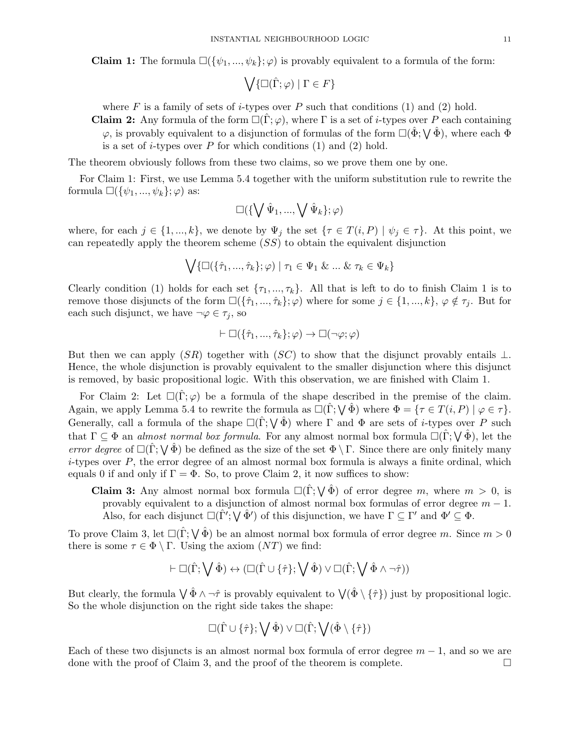**Claim 1:** The formula $\Box(\{\psi_1, ..., \psi_k\}; \varphi)$ is provably equivalent to a formula of the form:

$$\bigvee\{\Box(\hat{\Gamma}; \varphi) \mid \Gamma \in F\}$$

where $F$ is a family of sets of $i$-types over $P$ such that conditions (1) and (2) hold.

**Claim 2:** Any formula of the form $\Box(\hat{\Gamma}; \varphi)$, where $\Gamma$ is a set of $i$-types over $P$ each containing $\varphi$, is provably equivalent to a disjunction of formulas of the form $\Box(\hat{\Phi}; \bigvee \hat{\Phi})$, where each $\Phi$ is a set of $i$-types over $P$ for which conditions (1) and (2) hold.

The theorem obviously follows from these two claims, so we prove them one by one.

For Claim 1: First, we use Lemma 5.4 together with the uniform substitution rule to rewrite the formula $\Box(\{\psi_1, ..., \psi_k\}; \varphi)$ as:

$$\Box(\{\bigvee \hat{\Psi}_1, ..., \bigvee \hat{\Psi}_k\}; \varphi)$$

where, for each $j \in \{1, ..., k\}$, we denote by $\Psi_j$ the set $\{\tau \in T(i, P) \mid \psi_j \in \tau\}$. At this point, we can repeatedly apply the theorem scheme $(SS)$ to obtain the equivalent disjunction

$$\bigvee\{\Box(\{\hat{\tau}_1, ..., \hat{\tau}_k\}; \varphi) \mid \tau_1 \in \Psi_1 \ \& \ ... \ \& \ \tau_k \in \Psi_k\}$$

Clearly condition (1) holds for each set $\{\tau_1, ..., \tau_k\}$. All that is left to do to finish Claim 1 is to remove those disjuncts of the form $\Box(\{\hat{\tau}_1, ..., \hat{\tau}_k\}; \varphi)$ where for some $j \in \{1, ..., k\}$, $\varphi \notin \tau_j$. But for each such disjunct, we have $\neg\varphi \in \tau_j$, so

$$\vdash \Box(\{\hat{\tau}_1, ..., \hat{\tau}_k\}; \varphi) \to \Box(\neg\varphi; \varphi)$$

But then we can apply $(SR)$ together with $(SC)$ to show that the disjunct provably entails $\bot$. Hence, the whole disjunction is provably equivalent to the smaller disjunction where this disjunct is removed, by basic propositional logic. With this observation, we are finished with Claim 1.

For Claim 2: Let $\Box(\hat{\Gamma}; \varphi)$ be a formula of the shape described in the premise of the claim. Again, we apply Lemma 5.4 to rewrite the formula as $\Box(\hat{\Gamma}; \bigvee \hat{\Phi})$ where $\Phi = \{\tau \in T(i, P) \mid \varphi \in \tau\}$. Generally, call a formula of the shape $\Box(\hat{\Gamma}; \bigvee \hat{\Phi})$ where $\Gamma$ and $\Phi$ are sets of $i$-types over $P$ such that $\Gamma \subseteq \Phi$ an *almost normal box formula*. For any almost normal box formula $\Box(\hat{\Gamma}; \bigvee \hat{\Phi})$, let the *error degree* of $\Box(\hat{\Gamma}; \bigvee \hat{\Phi})$ be defined as the size of the set $\Phi \setminus \Gamma$. Since there are only finitely many $i$-types over $P$, the error degree of an almost normal box formula is always a finite ordinal, which equals 0 if and only if $\Gamma = \Phi$. So, to prove Claim 2, it now suffices to show:

**Claim 3:** Any almost normal box formula $\Box(\hat{\Gamma}; \bigvee \hat{\Phi})$ of error degree $m$, where $m > 0$, is provably equivalent to a disjunction of almost normal box formulas of error degree $m - 1$. Also, for each disjunct $\Box(\hat{\Gamma}'; \bigvee \hat{\Phi}')$ of this disjunction, we have $\Gamma \subseteq \Gamma'$ and $\Phi' \subseteq \Phi$.

To prove Claim 3, let $\Box(\hat{\Gamma}; \bigvee \hat{\Phi})$ be an almost normal box formula of error degree $m$. Since $m > 0$ there is some $\tau \in \Phi \setminus \Gamma$. Using the axiom $(NT)$ we find:

$$\vdash \Box(\hat{\Gamma}; \bigvee \hat{\Phi}) \leftrightarrow (\Box(\hat{\Gamma} \cup \{\hat{\tau}\}; \bigvee \hat{\Phi}) \vee \Box(\hat{\Gamma}; \bigvee \hat{\Phi} \wedge \neg\hat{\tau}))$$

But clearly, the formula $\bigvee \hat{\Phi} \wedge \neg\hat{\tau}$ is provably equivalent to $\bigvee(\hat{\Phi} \setminus \{\hat{\tau}\})$ just by propositional logic. So the whole disjunction on the right side takes the shape:

$$\Box(\hat{\Gamma} \cup \{\hat{\tau}\}; \bigvee \hat{\Phi}) \vee \Box(\hat{\Gamma}; \bigvee(\hat{\Phi} \setminus \{\hat{\tau}\})$$

Each of these two disjuncts is an almost normal box formula of error degree $m - 1$, and so we are done with the proof of Claim 3, and the proof of the theorem is complete. $\square$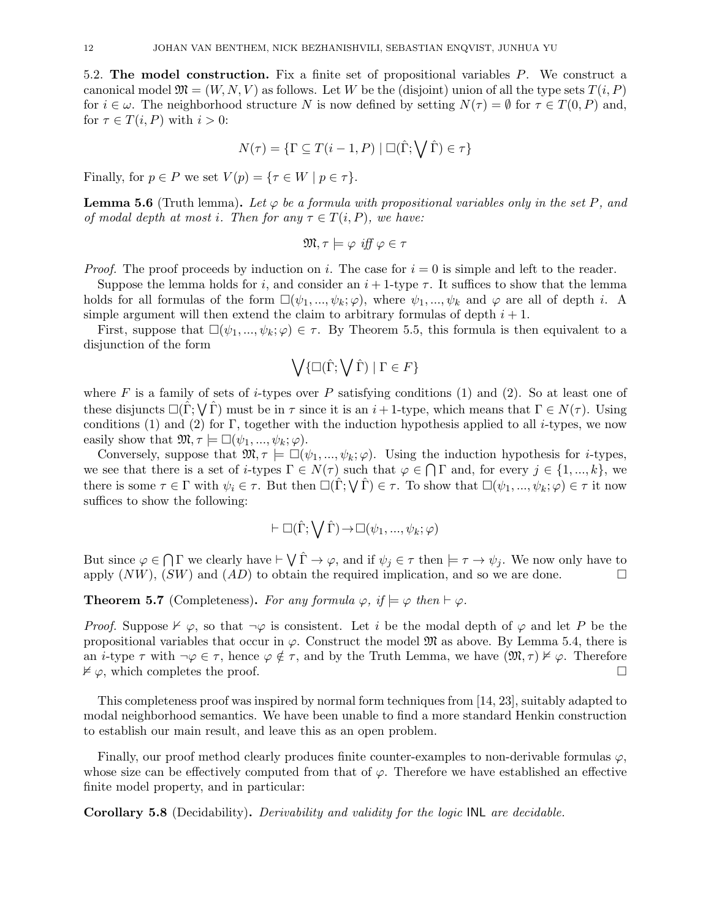5.2. **The model construction.** Fix a finite set of propositional variables $P$. We construct a canonical model $\mathfrak{M} = (W, N, V)$ as follows. Let $W$ be the (disjoint) union of all the type sets $T(i, P)$ for $i \in \omega$. The neighborhood structure $N$ is now defined by setting $N(\tau) = \emptyset$ for $\tau \in T(0, P)$ and, for $\tau \in T(i, P)$ with $i > 0$:

$$N(\tau) = \{\Gamma \subseteq T(i-1, P) \mid \Box(\hat{\Gamma}; \bigvee \hat{\Gamma}) \in \tau\}$$

Finally, for $p \in P$ we set $V(p) = \{\tau \in W \mid p \in \tau\}$.

**Lemma 5.6** (Truth lemma)**.** *Let $\varphi$ be a formula with propositional variables only in the set $P$, and of modal depth at most $i$. Then for any $\tau \in T(i, P)$, we have:*

$$\mathfrak{M}, \tau \models \varphi \text{ iff } \varphi \in \tau$$

*Proof.* The proof proceeds by induction on $i$. The case for $i = 0$ is simple and left to the reader.

Suppose the lemma holds for $i$, and consider an $i+1$-type $\tau$. It suffices to show that the lemma holds for all formulas of the form $\Box(\psi_1, ..., \psi_k; \varphi)$, where $\psi_1, ..., \psi_k$ and $\varphi$ are all of depth $i$. A simple argument will then extend the claim to arbitrary formulas of depth $i + 1$.

First, suppose that $\Box(\psi_1, ..., \psi_k; \varphi) \in \tau$. By Theorem 5.5, this formula is then equivalent to a disjunction of the form

$$\bigvee \{\Box(\hat{\Gamma}; \bigvee \hat{\Gamma}) \mid \Gamma \in F\}$$

where $F$ is a family of sets of $i$-types over $P$ satisfying conditions (1) and (2). So at least one of these disjuncts $\Box(\hat{\Gamma}; \bigvee \hat{\Gamma})$ must be in $\tau$ since it is an $i+1$-type, which means that $\Gamma \in N(\tau)$. Using conditions (1) and (2) for $\Gamma$, together with the induction hypothesis applied to all $i$-types, we now easily show that $\mathfrak{M}, \tau \models \Box(\psi_1, ..., \psi_k; \varphi)$.

Conversely, suppose that $\mathfrak{M}, \tau \models \Box(\psi_1, ..., \psi_k; \varphi)$. Using the induction hypothesis for $i$-types, we see that there is a set of $i$-types $\Gamma \in N(\tau)$ such that $\varphi \in \bigcap \Gamma$ and, for every $j \in \{1, ..., k\}$, we there is some $\tau \in \Gamma$ with $\psi_i \in \tau$. But then $\Box(\hat{\Gamma}; \bigvee \hat{\Gamma}) \in \tau$. To show that $\Box(\psi_1, ..., \psi_k; \varphi) \in \tau$ it now suffices to show the following:

$$\vdash \Box(\hat{\Gamma}; \bigvee \hat{\Gamma}) \rightarrow \Box(\psi_1, ..., \psi_k; \varphi)$$

But since $\varphi \in \bigcap \Gamma$ we clearly have $\vdash \bigvee \hat{\Gamma} \rightarrow \varphi$, and if $\psi_j \in \tau$ then $\models \tau \rightarrow \psi_j$. We now only have to apply $(NW)$, $(SW)$ and $(AD)$ to obtain the required implication, and so we are done. $\Box$

**Theorem 5.7** (Completeness)**.** *For any formula $\varphi$, if $\models \varphi$ then $\vdash \varphi$.*

*Proof.* Suppose $\nvdash \varphi$, so that $\neg\varphi$ is consistent. Let $i$ be the modal depth of $\varphi$ and let $P$ be the propositional variables that occur in $\varphi$. Construct the model $\mathfrak{M}$ as above. By Lemma 5.4, there is an $i$-type $\tau$ with $\neg\varphi \in \tau$, hence $\varphi \notin \tau$, and by the Truth Lemma, we have $(\mathfrak{M}, \tau) \nvDash \varphi$. Therefore $\nvDash \varphi$, which completes the proof. $\Box$

This completeness proof was inspired by normal form techniques from [14, 23], suitably adapted to modal neighborhood semantics. We have been unable to find a more standard Henkin construction to establish our main result, and leave this as an open problem.

Finally, our proof method clearly produces finite counter-examples to non-derivable formulas $\varphi$, whose size can be effectively computed from that of $\varphi$. Therefore we have established an effective finite model property, and in particular:

**Corollary 5.8** (Decidability)**.** *Derivability and validity for the logic* INL *are decidable.*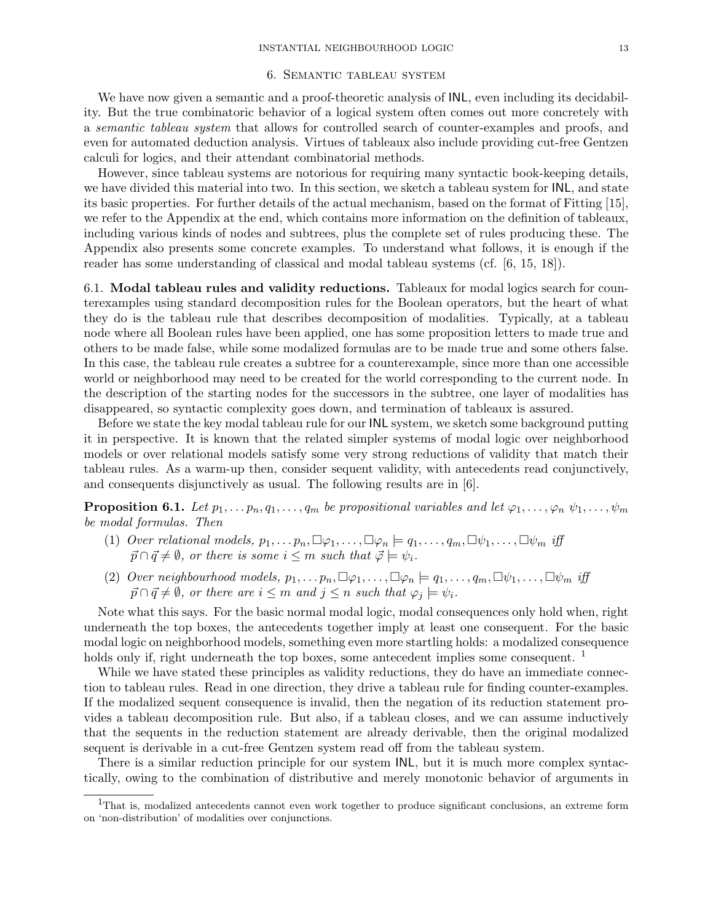## 6. Semantic tableau system

We have now given a semantic and a proof-theoretic analysis of INL, even including its decidability. But the true combinatoric behavior of a logical system often comes out more concretely with a *semantic tableau system* that allows for controlled search of counter-examples and proofs, and even for automated deduction analysis. Virtues of tableaux also include providing cut-free Gentzen calculi for logics, and their attendant combinatorial methods.

However, since tableau systems are notorious for requiring many syntactic book-keeping details, we have divided this material into two. In this section, we sketch a tableau system for INL, and state its basic properties. For further details of the actual mechanism, based on the format of Fitting [15], we refer to the Appendix at the end, which contains more information on the definition of tableaux, including various kinds of nodes and subtrees, plus the complete set of rules producing these. The Appendix also presents some concrete examples. To understand what follows, it is enough if the reader has some understanding of classical and modal tableau systems (cf. [6, 15, 18]).

### 6.1. Modal tableau rules and validity reductions.

Tableaux for modal logics search for counterexamples using standard decomposition rules for the Boolean operators, but the heart of what they do is the tableau rule that describes decomposition of modalities. Typically, at a tableau node where all Boolean rules have been applied, one has some proposition letters to made true and others to be made false, while some modalized formulas are to be made true and some others false. In this case, the tableau rule creates a subtree for a counterexample, since more than one accessible world or neighborhood may need to be created for the world corresponding to the current node. In the description of the starting nodes for the successors in the subtree, one layer of modalities has disappeared, so syntactic complexity goes down, and termination of tableaux is assured.

Before we state the key modal tableau rule for our INL system, we sketch some background putting it in perspective. It is known that the related simpler systems of modal logic over neighborhood models or over relational models satisfy some very strong reductions of validity that match their tableau rules. As a warm-up then, consider sequent validity, with antecedents read conjunctively, and consequents disjunctively as usual. The following results are in [6].

**Proposition 6.1.** *Let $p_1, \dots p_n, q_1, \dots, q_m$ be propositional variables and let $\varphi_1, \dots, \varphi_n$ $\psi_1, \dots, \psi_m$ be modal formulas. Then*

1. *Over relational models, $p_1, \dots p_n, \Box\varphi_1, \dots, \Box\varphi_n \models q_1, \dots, q_m, \Box\psi_1, \dots, \Box\psi_m$ iff $\vec{p} \cap \vec{q} \neq \emptyset$, or there is some $i \leq m$ such that $\vec{\varphi} \models \psi_i$.*
2. *Over neighbourhood models, $p_1, \dots p_n, \Box\varphi_1, \dots, \Box\varphi_n \models q_1, \dots, q_m, \Box\psi_1, \dots, \Box\psi_m$ iff $\vec{p} \cap \vec{q} \neq \emptyset$, or there are $i \leq m$ and $j \leq n$ such that $\varphi_j \models \psi_i$.*

Note what this says. For the basic normal modal logic, modal consequences only hold when, right underneath the top boxes, the antecedents together imply at least one consequent. For the basic modal logic on neighborhood models, something even more startling holds: a modalized consequence holds only if, right underneath the top boxes, some antecedent implies some consequent. [1]

While we have stated these principles as validity reductions, they do have an immediate connection to tableau rules. Read in one direction, they drive a tableau rule for finding counter-examples. If the modalized sequent consequence is invalid, then the negation of its reduction statement provides a tableau decomposition rule. But also, if a tableau closes, and we can assume inductively that the sequents in the reduction statement are already derivable, then the original modalized sequent is derivable in a cut-free Gentzen system read off from the tableau system.

There is a similar reduction principle for our system INL, but it is much more complex syntactically, owing to the combination of distributive and merely monotonic behavior of arguments in

[1] That is, modalized antecedents cannot even work together to produce significant conclusions, an extreme form on 'non-distribution' of modalities over conjunctions.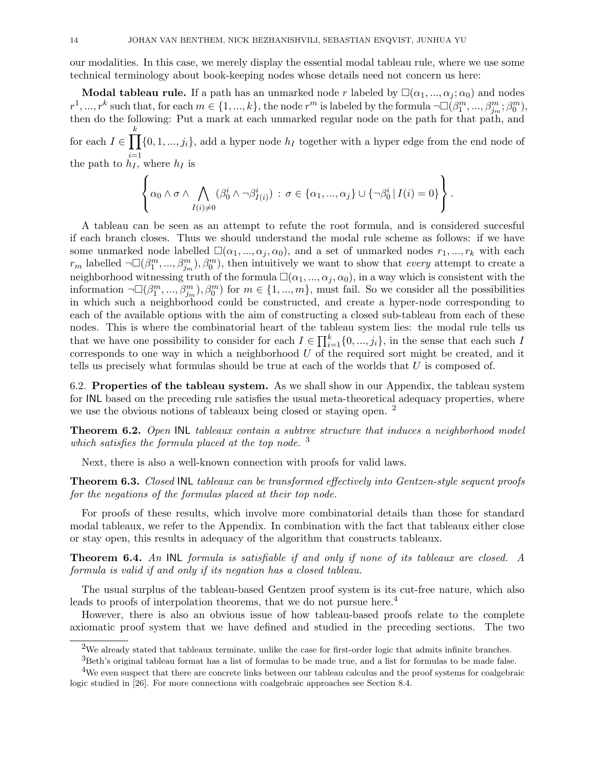our modalities. In this case, we merely display the essential modal tableau rule, where we use some technical terminology about book-keeping nodes whose details need not concern us here:

**Modal tableau rule.** If a path has an unmarked node $r$ labeled by $\Box(\alpha_1, ..., \alpha_j; \alpha_0)$ and nodes $r^1, ..., r^k$ such that, for each $m \in \{1, ..., k\}$, the node $r^m$ is labeled by the formula $\neg\Box(\beta_1^m, ..., \beta_{j_m}^m; \beta_0^m)$, then do the following: Put a mark at each unmarked regular node on the path for that path, and for each $I \in \prod_{i=1}^{k}\{0, 1, ..., j_i\}$, add a hyper node $h_I$ together with a hyper edge from the end node of the path to $h_I$, where $h_I$ is

$$\left\{ \alpha_0 \wedge \sigma \wedge \bigwedge_{I(i)\neq 0} (\beta_0^i \wedge \neg\beta_{I(i)}^i) \,:\, \sigma \in \{\alpha_1, ..., \alpha_j\} \cup \{\neg\beta_0^i \mid I(i) = 0\} \right\}.$$

A tableau can be seen as an attempt to refute the root formula, and is considered succesful if each branch closes. Thus we should understand the modal rule scheme as follows: if we have some unmarked node labelled $\Box(\alpha_1, ..., \alpha_j, \alpha_0)$, and a set of unmarked nodes $r_1, ..., r_k$ with each $r_m$ labelled $\neg\Box(\beta_1^m, ..., \beta_{j_m}^m), \beta_0^m)$, then intuitively we want to show that *every* attempt to create a neighborhood witnessing truth of the formula $\Box(\alpha_1, ..., \alpha_j, \alpha_0)$, in a way which is consistent with the information $\neg\Box(\beta_1^m, ..., \beta_{j_m}^m), \beta_0^m)$ for $m \in \{1, ..., m\}$, must fail. So we consider all the possibilities in which such a neighborhood could be constructed, and create a hyper-node corresponding to each of the available options with the aim of constructing a closed sub-tableau from each of these nodes. This is where the combinatorial heart of the tableau system lies: the modal rule tells us that we have one possibility to consider for each $I \in \prod_{i=1}^{k}\{0, ..., j_i\}$, in the sense that each such $I$ corresponds to one way in which a neighborhood $U$ of the required sort might be created, and it tells us precisely what formulas should be true at each of the worlds that $U$ is composed of.

6.2. **Properties of the tableau system.** As we shall show in our Appendix, the tableau system for INL based on the preceding rule satisfies the usual meta-theoretical adequacy properties, where we use the obvious notions of tableaux being closed or staying open. [2]

**Theorem 6.2.** *Open* INL *tableaux contain a subtree structure that induces a neighborhood model which satisfies the formula placed at the top node.* [3]

Next, there is also a well-known connection with proofs for valid laws.

**Theorem 6.3.** *Closed* INL *tableaux can be transformed effectively into Gentzen-style sequent proofs for the negations of the formulas placed at their top node.*

For proofs of these results, which involve more combinatorial details than those for standard modal tableaux, we refer to the Appendix. In combination with the fact that tableaux either close or stay open, this results in adequacy of the algorithm that constructs tableaux.

**Theorem 6.4.** *An* INL *formula is satisfiable if and only if none of its tableaux are closed. A formula is valid if and only if its negation has a closed tableau.*

The usual surplus of the tableau-based Gentzen proof system is its cut-free nature, which also leads to proofs of interpolation theorems, that we do not pursue here.[4]

However, there is also an obvious issue of how tableau-based proofs relate to the complete axiomatic proof system that we have defined and studied in the preceding sections. The two

[2] We already stated that tableaux terminate, unlike the case for first-order logic that admits infinite branches.

[3] Beth's original tableau format has a list of formulas to be made true, and a list for formulas to be made false.

[4] We even suspect that there are concrete links between our tableau calculus and the proof systems for coalgebraic logic studied in [26]. For more connections with coalgebraic approaches see Section 8.4.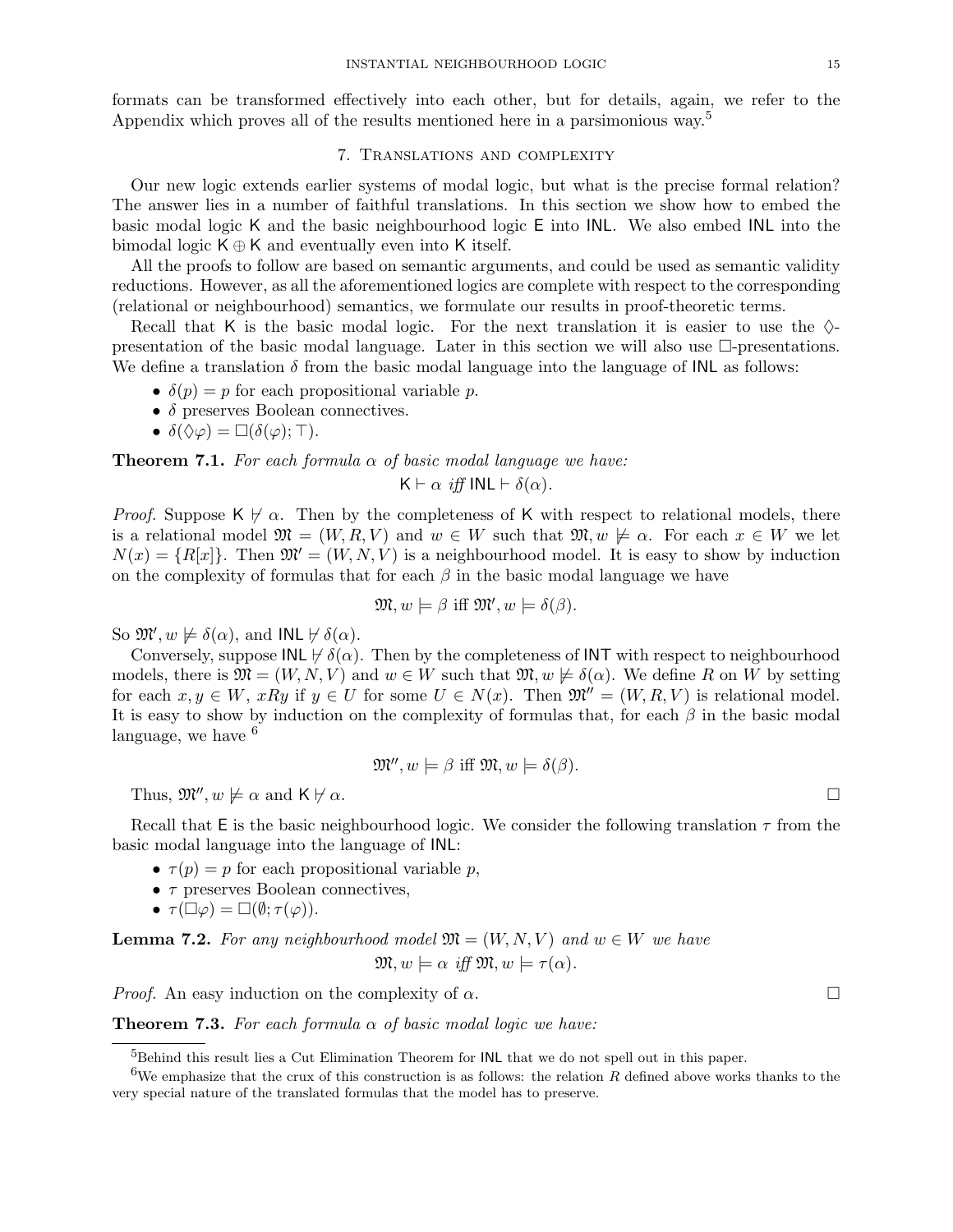formats can be transformed effectively into each other, but for details, again, we refer to the Appendix which proves all of the results mentioned here in a parsimonious way.[5]

## 7. Translations and complexity

Our new logic extends earlier systems of modal logic, but what is the precise formal relation? The answer lies in a number of faithful translations. In this section we show how to embed the basic modal logic K and the basic neighbourhood logic E into INL. We also embed INL into the bimodal logic $\mathsf{K} \oplus \mathsf{K}$ and eventually even into K itself.

All the proofs to follow are based on semantic arguments, and could be used as semantic validity reductions. However, as all the aforementioned logics are complete with respect to the corresponding (relational or neighbourhood) semantics, we formulate our results in proof-theoretic terms.

Recall that K is the basic modal logic. For the next translation it is easier to use the $\Diamond$-presentation of the basic modal language. Later in this section we will also use $\Box$-presentations. We define a translation $\delta$ from the basic modal language into the language of INL as follows:

- $\delta(p) = p$ for each propositional variable $p$.
- $\delta$ preserves Boolean connectives.
- $\delta(\Diamond\varphi) = \Box(\delta(\varphi); \top)$.

**Theorem 7.1.** *For each formula $\alpha$ of basic modal language we have:*

$$\mathsf{K} \vdash \alpha \textit{ iff } \mathsf{INL} \vdash \delta(\alpha).$$

*Proof.* Suppose $\mathsf{K} \nvdash \alpha$. Then by the completeness of K with respect to relational models, there is a relational model $\mathfrak{M} = (W, R, V)$ and $w \in W$ such that $\mathfrak{M}, w \not\models \alpha$. For each $x \in W$ we let $N(x) = \{R[x]\}$. Then $\mathfrak{M}' = (W, N, V)$ is a neighbourhood model. It is easy to show by induction on the complexity of formulas that for each $\beta$ in the basic modal language we have

$$\mathfrak{M}, w \models \beta \text{ iff } \mathfrak{M}', w \models \delta(\beta).$$

So $\mathfrak{M}', w \not\models \delta(\alpha)$, and $\mathsf{INL} \nvdash \delta(\alpha)$.

Conversely, suppose $\mathsf{INL} \nvdash \delta(\alpha)$. Then by the completeness of INT with respect to neighbourhood models, there is $\mathfrak{M} = (W, N, V)$ and $w \in W$ such that $\mathfrak{M}, w \not\models \delta(\alpha)$. We define $R$ on $W$ by setting for each $x, y \in W$, $xRy$ if $y \in U$ for some $U \in N(x)$. Then $\mathfrak{M}'' = (W, R, V)$ is relational model. It is easy to show by induction on the complexity of formulas that, for each $\beta$ in the basic modal language, we have [6]

$$\mathfrak{M}'', w \models \beta \text{ iff } \mathfrak{M}, w \models \delta(\beta).$$

Thus, $\mathfrak{M}'', w \not\models \alpha$ and $\mathsf{K} \nvdash \alpha$. $\Box$

Recall that E is the basic neighbourhood logic. We consider the following translation $\tau$ from the basic modal language into the language of INL:

- $\tau(p) = p$ for each propositional variable $p$,
- $\tau$ preserves Boolean connectives,
- $\tau(\Box\varphi) = \Box(\emptyset; \tau(\varphi))$.

**Lemma 7.2.** *For any neighbourhood model $\mathfrak{M} = (W, N, V)$ and $w \in W$ we have*

$$\mathfrak{M}, w \models \alpha \textit{ iff } \mathfrak{M}, w \models \tau(\alpha).$$

*Proof.* An easy induction on the complexity of $\alpha$. $\Box$

**Theorem 7.3.** *For each formula $\alpha$ of basic modal logic we have:*

[5] Behind this result lies a Cut Elimination Theorem for INL that we do not spell out in this paper.

[6] We emphasize that the crux of this construction is as follows: the relation $R$ defined above works thanks to the very special nature of the translated formulas that the model has to preserve.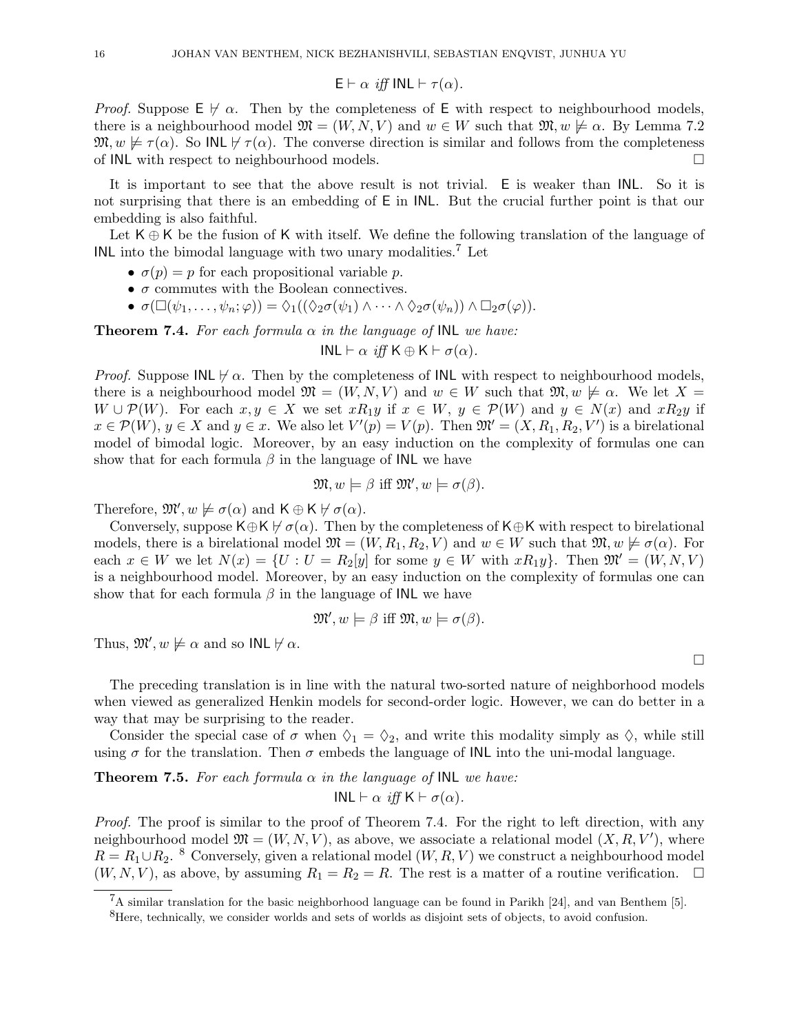$$\mathsf{E} \vdash \alpha \textit{ iff } \mathsf{INL} \vdash \tau(\alpha).$$

*Proof.* Suppose $\mathsf{E} \nvdash \alpha$. Then by the completeness of $\mathsf{E}$ with respect to neighbourhood models, there is a neighbourhood model $\mathfrak{M} = (W, N, V)$ and $w \in W$ such that $\mathfrak{M}, w \not\models \alpha$. By Lemma 7.2 $\mathfrak{M}, w \not\models \tau(\alpha)$. So $\mathsf{INL} \nvdash \tau(\alpha)$. The converse direction is similar and follows from the completeness of $\mathsf{INL}$ with respect to neighbourhood models. □

It is important to see that the above result is not trivial. $\mathsf{E}$ is weaker than $\mathsf{INL}$. So it is not surprising that there is an embedding of $\mathsf{E}$ in $\mathsf{INL}$. But the crucial further point is that our embedding is also faithful.

Let $\mathsf{K} \oplus \mathsf{K}$ be the fusion of $\mathsf{K}$ with itself. We define the following translation of the language of $\mathsf{INL}$ into the bimodal language with two unary modalities.[7] Let

- $\sigma(p) = p$ for each propositional variable $p$.
- $\sigma$ commutes with the Boolean connectives.
- $\sigma(\Box(\psi_1, \dots, \psi_n; \varphi)) = \Diamond_1((\Diamond_2\sigma(\psi_1) \wedge \dots \wedge \Diamond_2\sigma(\psi_n)) \wedge \Box_2\sigma(\varphi))$.

**Theorem 7.4.** *For each formula $\alpha$ in the language of* $\mathsf{INL}$ *we have:*

$$\mathsf{INL} \vdash \alpha \textit{ iff } \mathsf{K} \oplus \mathsf{K} \vdash \sigma(\alpha).$$

*Proof.* Suppose $\mathsf{INL} \nvdash \alpha$. Then by the completeness of $\mathsf{INL}$ with respect to neighbourhood models, there is a neighbourhood model $\mathfrak{M} = (W, N, V)$ and $w \in W$ such that $\mathfrak{M}, w \not\models \alpha$. We let $X = W \cup \mathcal{P}(W)$. For each $x, y \in X$ we set $xR_1y$ if $x \in W$, $y \in \mathcal{P}(W)$ and $y \in N(x)$ and $xR_2y$ if $x \in \mathcal{P}(W)$, $y \in X$ and $y \in x$. We also let $V'(p) = V(p)$. Then $\mathfrak{M}' = (X, R_1, R_2, V')$ is a birelational model of bimodal logic. Moreover, by an easy induction on the complexity of formulas one can show that for each formula $\beta$ in the language of $\mathsf{INL}$ we have

$$\mathfrak{M}, w \models \beta \text{ iff } \mathfrak{M}', w \models \sigma(\beta).$$

Therefore, $\mathfrak{M}', w \not\models \sigma(\alpha)$ and $\mathsf{K} \oplus \mathsf{K} \nvdash \sigma(\alpha)$.

Conversely, suppose $\mathsf{K} \oplus \mathsf{K} \nvdash \sigma(\alpha)$. Then by the completeness of $\mathsf{K} \oplus \mathsf{K}$ with respect to birelational models, there is a birelational model $\mathfrak{M} = (W, R_1, R_2, V)$ and $w \in W$ such that $\mathfrak{M}, w \not\models \sigma(\alpha)$. For each $x \in W$ we let $N(x) = \{U : U = R_2[y] \text{ for some } y \in W \text{ with } xR_1y\}$. Then $\mathfrak{M}' = (W, N, V)$ is a neighbourhood model. Moreover, by an easy induction on the complexity of formulas one can show that for each formula $\beta$ in the language of $\mathsf{INL}$ we have

$$\mathfrak{M}', w \models \beta \text{ iff } \mathfrak{M}, w \models \sigma(\beta).$$

Thus, $\mathfrak{M}', w \not\models \alpha$ and so $\mathsf{INL} \nvdash \alpha$.

□

The preceding translation is in line with the natural two-sorted nature of neighborhood models when viewed as generalized Henkin models for second-order logic. However, we can do better in a way that may be surprising to the reader.

Consider the special case of $\sigma$ when $\Diamond_1 = \Diamond_2$, and write this modality simply as $\Diamond$, while still using $\sigma$ for the translation. Then $\sigma$ embeds the language of $\mathsf{INL}$ into the uni-modal language.

**Theorem 7.5.** *For each formula $\alpha$ in the language of* $\mathsf{INL}$ *we have:*

$$\mathsf{INL} \vdash \alpha \textit{ iff } \mathsf{K} \vdash \sigma(\alpha).$$

*Proof.* The proof is similar to the proof of Theorem 7.4. For the right to left direction, with any neighbourhood model $\mathfrak{M} = (W, N, V)$, as above, we associate a relational model $(X, R, V')$, where $R = R_1 \cup R_2$.[8] Conversely, given a relational model $(W, R, V)$ we construct a neighbourhood model $(W, N, V)$, as above, by assuming $R_1 = R_2 = R$. The rest is a matter of a routine verification. □

---

[7] A similar translation for the basic neighborhood language can be found in Parikh [24], and van Benthem [5].

[8] Here, technically, we consider worlds and sets of worlds as disjoint sets of objects, to avoid confusion.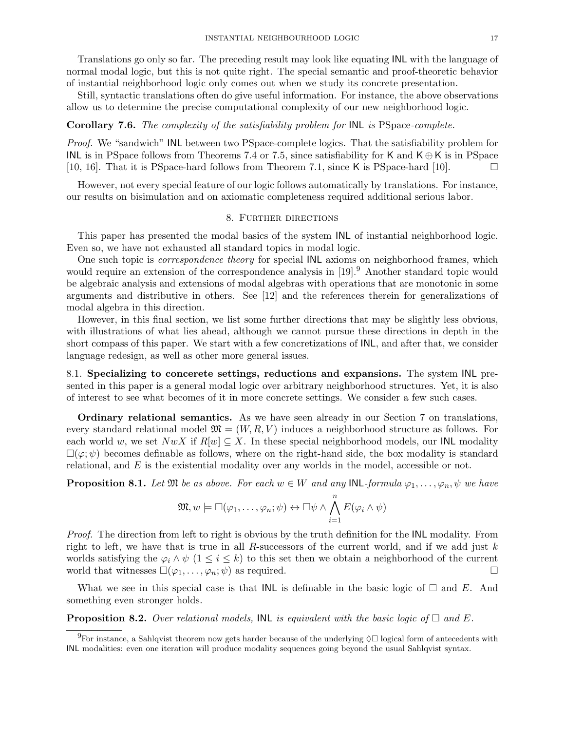Translations go only so far. The preceding result may look like equating INL with the language of normal modal logic, but this is not quite right. The special semantic and proof-theoretic behavior of instantial neighborhood logic only comes out when we study its concrete presentation.

Still, syntactic translations often do give useful information. For instance, the above observations allow us to determine the precise computational complexity of our new neighborhood logic.

**Corollary 7.6.** *The complexity of the satisfiability problem for* INL *is* PSpace*-complete.*

*Proof.* We "sandwich" INL between two PSpace-complete logics. That the satisfiability problem for INL is in PSpace follows from Theorems 7.4 or 7.5, since satisfiability for K and $\mathsf{K} \oplus \mathsf{K}$ is in PSpace [10, 16]. That it is PSpace-hard follows from Theorem 7.1, since K is PSpace-hard [10]. □

However, not every special feature of our logic follows automatically by translations. For instance, our results on bisimulation and on axiomatic completeness required additional serious labor.

## 8. Further directions

This paper has presented the modal basics of the system INL of instantial neighborhood logic. Even so, we have not exhausted all standard topics in modal logic.

One such topic is *correspondence theory* for special INL axioms on neighborhood frames, which would require an extension of the correspondence analysis in [19].[9] Another standard topic would be algebraic analysis and extensions of modal algebras with operations that are monotonic in some arguments and distributive in others. See [12] and the references therein for generalizations of modal algebra in this direction.

However, in this final section, we list some further directions that may be slightly less obvious, with illustrations of what lies ahead, although we cannot pursue these directions in depth in the short compass of this paper. We start with a few concretizations of INL, and after that, we consider language redesign, as well as other more general issues.

### 8.1. Specializing to concerete settings, reductions and expansions.

The system INL presented in this paper is a general modal logic over arbitrary neighborhood structures. Yet, it is also of interest to see what becomes of it in more concrete settings. We consider a few such cases.

**Ordinary relational semantics.** As we have seen already in our Section 7 on translations, every standard relational model $\mathfrak{M} = (W, R, V)$ induces a neighborhood structure as follows. For each world $w$, we set $NwX$ if $R[w] \subseteq X$. In these special neighborhood models, our INL modality $\Box(\varphi; \psi)$ becomes definable as follows, where on the right-hand side, the box modality is standard relational, and $E$ is the existential modality over any worlds in the model, accessible or not.

**Proposition 8.1.** *Let $\mathfrak{M}$ be as above. For each $w \in W$ and any* INL*-formula $\varphi_1, \dots, \varphi_n, \psi$ we have*

$$\mathfrak{M}, w \models \Box(\varphi_1, \dots, \varphi_n; \psi) \leftrightarrow \Box\psi \wedge \bigwedge_{i=1}^{n} E(\varphi_i \wedge \psi)$$

*Proof.* The direction from left to right is obvious by the truth definition for the INL modality. From right to left, we have that is true in all $R$-successors of the current world, and if we add just $k$ worlds satisfying the $\varphi_i \wedge \psi$ $(1 \leq i \leq k)$ to this set then we obtain a neighborhood of the current world that witnesses $\Box(\varphi_1, \dots, \varphi_n; \psi)$ as required. □

What we see in this special case is that INL is definable in the basic logic of $\Box$ and $E$. And something even stronger holds.

**Proposition 8.2.** *Over relational models,* INL *is equivalent with the basic logic of $\Box$ and $E$.*

[9] For instance, a Sahlqvist theorem now gets harder because of the underlying $\Diamond\Box$ logical form of antecedents with INL modalities: even one iteration will produce modality sequences going beyond the usual Sahlqvist syntax.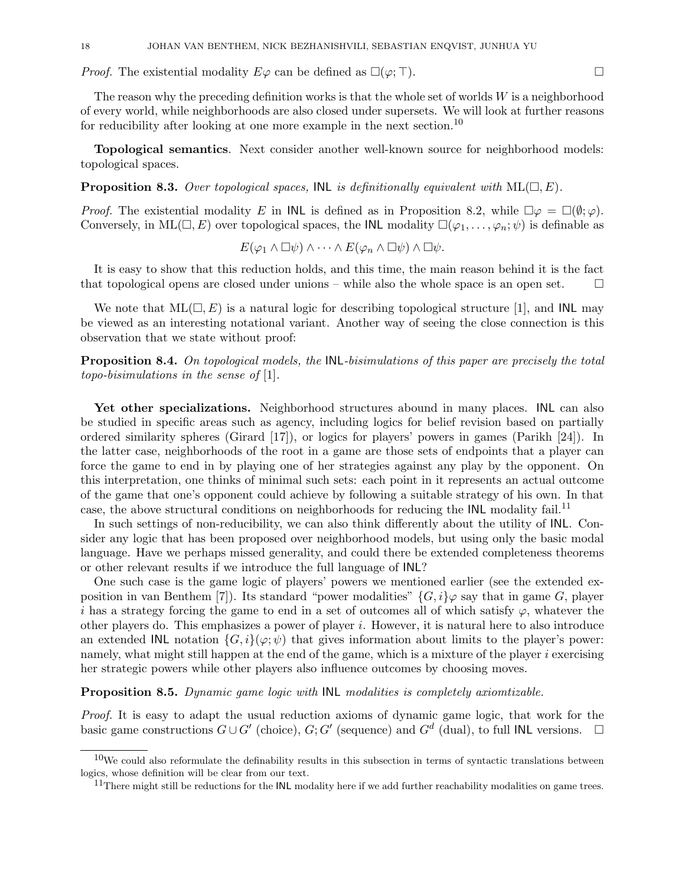*Proof.* The existential modality $E\varphi$ can be defined as $\Box(\varphi; \top)$. □

The reason why the preceding definition works is that the whole set of worlds $W$ is a neighborhood of every world, while neighborhoods are also closed under supersets. We will look at further reasons for reducibility after looking at one more example in the next section.[10]

**Topological semantics**. Next consider another well-known source for neighborhood models: topological spaces.

**Proposition 8.3.** *Over topological spaces,* INL *is definitionally equivalent with* $\mathrm{ML}(\Box, E)$.

*Proof.* The existential modality $E$ in INL is defined as in Proposition 8.2, while $\Box\varphi = \Box(\emptyset; \varphi)$. Conversely, in $\mathrm{ML}(\Box, E)$ over topological spaces, the INL modality $\Box(\varphi_1, \ldots, \varphi_n; \psi)$ is definable as

$$E(\varphi_1 \wedge \Box\psi) \wedge \cdots \wedge E(\varphi_n \wedge \Box\psi) \wedge \Box\psi.$$

It is easy to show that this reduction holds, and this time, the main reason behind it is the fact that topological opens are closed under unions – while also the whole space is an open set. □

We note that $\mathrm{ML}(\Box, E)$ is a natural logic for describing topological structure [1], and INL may be viewed as an interesting notational variant. Another way of seeing the close connection is this observation that we state without proof:

**Proposition 8.4.** *On topological models, the* INL*-bisimulations of this paper are precisely the total topo-bisimulations in the sense of* [1].

**Yet other specializations.** Neighborhood structures abound in many places. INL can also be studied in specific areas such as agency, including logics for belief revision based on partially ordered similarity spheres (Girard [17]), or logics for players' powers in games (Parikh [24]). In the latter case, neighborhoods of the root in a game are those sets of endpoints that a player can force the game to end in by playing one of her strategies against any play by the opponent. On this interpretation, one thinks of minimal such sets: each point in it represents an actual outcome of the game that one's opponent could achieve by following a suitable strategy of his own. In that case, the above structural conditions on neighborhoods for reducing the INL modality fail.[11]

In such settings of non-reducibility, we can also think differently about the utility of INL. Consider any logic that has been proposed over neighborhood models, but using only the basic modal language. Have we perhaps missed generality, and could there be extended completeness theorems or other relevant results if we introduce the full language of INL?

One such case is the game logic of players' powers we mentioned earlier (see the extended exposition in van Benthem [7]). Its standard "power modalities" $\{G, i\}\varphi$ say that in game $G$, player $i$ has a strategy forcing the game to end in a set of outcomes all of which satisfy $\varphi$, whatever the other players do. This emphasizes a power of player $i$. However, it is natural here to also introduce an extended INL notation $\{G, i\}(\varphi; \psi)$ that gives information about limits to the player's power: namely, what might still happen at the end of the game, which is a mixture of the player $i$ exercising her strategic powers while other players also influence outcomes by choosing moves.

**Proposition 8.5.** *Dynamic game logic with* INL *modalities is completely axiomtizable.*

*Proof.* It is easy to adapt the usual reduction axioms of dynamic game logic, that work for the basic game constructions $G \cup G'$ (choice), $G; G'$ (sequence) and $G^d$ (dual), to full INL versions. □

---

[10] We could also reformulate the definability results in this subsection in terms of syntactic translations between logics, whose definition will be clear from our text.

[11] There might still be reductions for the INL modality here if we add further reachability modalities on game trees.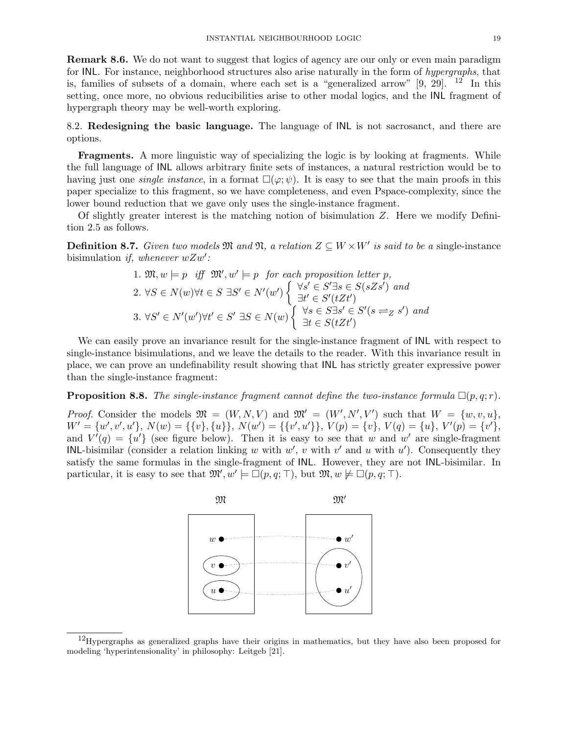**Remark 8.6.** We do not want to suggest that logics of agency are our only or even main paradigm for INL. For instance, neighborhood structures also arise naturally in the form of *hypergraphs*, that is, families of subsets of a domain, where each set is a "generalized arrow" [9, 29]. [12] In this setting, once more, no obvious reducibilities arise to other modal logics, and the INL fragment of hypergraph theory may be well-worth exploring.

## 8.2. Redesigning the basic language.

The language of INL is not sacrosanct, and there are options.

**Fragments.** A more linguistic way of specializing the logic is by looking at fragments. While the full language of INL allows arbitrary finite sets of instances, a natural restriction would be to having just one *single instance*, in a format $\Box(\varphi; \psi)$. It is easy to see that the main proofs in this paper specialize to this fragment, so we have completeness, and even Pspace-complexity, since the lower bound reduction that we gave only uses the single-instance fragment.

Of slightly greater interest is the matching notion of bisimulation $Z$. Here we modify Definition 2.5 as follows.

**Definition 8.7.** *Given two models $\mathfrak{M}$ and $\mathfrak{N}$, a relation $Z \subseteq W \times W'$ is said to be a* single-instance bisimulation *if, whenever $wZw'$:*

1. $\mathfrak{M}, w \models p$ *iff* $\mathfrak{M}', w' \models p$ *for each proposition letter $p$,*
2. $\forall S \in N(w) \forall t \in S\ \exists S' \in N'(w') \begin{cases} \forall s' \in S' \exists s \in S(sZs') \text{ and} \\ \exists t' \in S'(tZt') \end{cases}$
3. $\forall S' \in N'(w') \forall t' \in S'\ \exists S \in N(w) \begin{cases} \forall s \in S \exists s' \in S'(s \rightleftharpoons_Z s') \text{ and} \\ \exists t \in S(tZt') \end{cases}$

We can easily prove an invariance result for the single-instance fragment of INL with respect to single-instance bisimulations, and we leave the details to the reader. With this invariance result in place, we can prove an undefinability result showing that INL has strictly greater expressive power than the single-instance fragment:

**Proposition 8.8.** *The single-instance fragment cannot define the two-instance formula $\Box(p, q; r)$.*

*Proof.* Consider the models $\mathfrak{M} = (W, N, V)$ and $\mathfrak{M}' = (W', N', V')$ such that $W = \{w, v, u\}$, $W' = \{w', v', u'\}$, $N(w) = \{\{v\}, \{u\}\}$, $N(w') = \{\{v', u'\}\}$, $V(p) = \{v\}$, $V(q) = \{u\}$, $V'(p) = \{v'\}$, and $V'(q) = \{u'\}$ (see figure below). Then it is easy to see that $w$ and $w'$ are single-fragment INL-bisimilar (consider a relation linking $w$ with $w'$, $v$ with $v'$ and $u$ with $u'$). Consequently they satisfy the same formulas in the single-fragment of INL. However, they are not INL-bisimilar. In particular, it is easy to see that $\mathfrak{M}', w' \models \Box(p, q; \top)$, but $\mathfrak{M}, w \not\models \Box(p, q; \top)$.

---

[12] Hypergraphs as generalized graphs have their origins in mathematics, but they have also been proposed for modeling 'hyperintensionality' in philosophy: Leitgeb [21].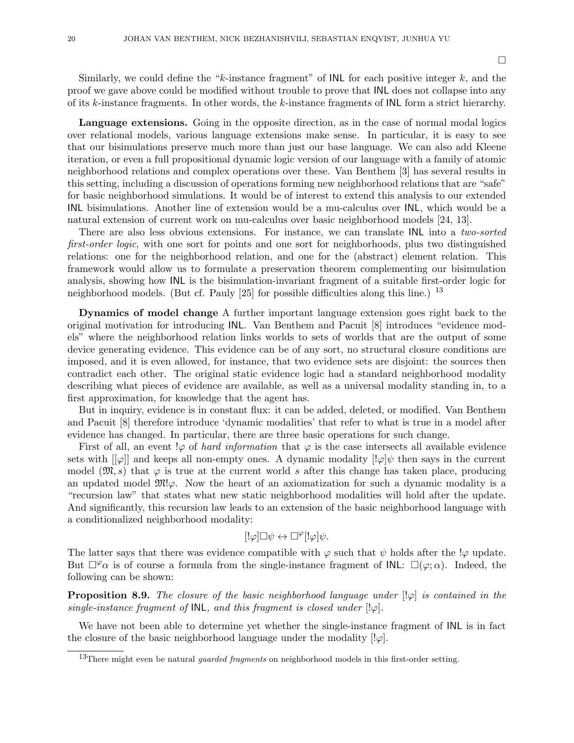□

Similarly, we could define the "$k$-instance fragment" of INL for each positive integer $k$, and the proof we gave above could be modified without trouble to prove that INL does not collapse into any of its $k$-instance fragments. In other words, the $k$-instance fragments of INL form a strict hierarchy.

**Language extensions.** Going in the opposite direction, as in the case of normal modal logics over relational models, various language extensions make sense. In particular, it is easy to see that our bisimulations preserve much more than just our base language. We can also add Kleene iteration, or even a full propositional dynamic logic version of our language with a family of atomic neighborhood relations and complex operations over these. Van Benthem [3] has several results in this setting, including a discussion of operations forming new neighborhood relations that are "safe" for basic neighborhood simulations. It would be of interest to extend this analysis to our extended INL bisimulations. Another line of extension would be a mu-calculus over INL, which would be a natural extension of current work on mu-calculus over basic neighborhood models [24, 13].

There are also less obvious extensions. For instance, we can translate INL into a *two-sorted first-order logic*, with one sort for points and one sort for neighborhoods, plus two distinguished relations: one for the neighborhood relation, and one for the (abstract) element relation. This framework would allow us to formulate a preservation theorem complementing our bisimulation analysis, showing how INL is the bisimulation-invariant fragment of a suitable first-order logic for neighborhood models. (But cf. Pauly [25] for possible difficulties along this line.) [13]

**Dynamics of model change** A further important language extension goes right back to the original motivation for introducing INL. Van Benthem and Pacuit [8] introduces "evidence models" where the neighborhood relation links worlds to sets of worlds that are the output of some device generating evidence. This evidence can be of any sort, no structural closure conditions are imposed, and it is even allowed, for instance, that two evidence sets are disjoint: the sources then contradict each other. The original static evidence logic had a standard neighborhood modality describing what pieces of evidence are available, as well as a universal modality standing in, to a first approximation, for knowledge that the agent has.

But in inquiry, evidence is in constant flux: it can be added, deleted, or modified. Van Benthem and Pacuit [8] therefore introduce 'dynamic modalities' that refer to what is true in a model after evidence has changed. In particular, there are three basic operations for such change.

First of all, an event $!\varphi$ of *hard information* that $\varphi$ is the case intersects all available evidence sets with $[[\varphi]]$ and keeps all non-empty ones. A dynamic modality $[!\varphi]\psi$ then says in the current model $(\mathfrak{M}, s)$ that $\varphi$ is true at the current world $s$ after this change has taken place, producing an updated model $\mathfrak{M}!\varphi$. Now the heart of an axiomatization for such a dynamic modality is a "recursion law" that states what new static neighborhood modalities will hold after the update. And significantly, this recursion law leads to an extension of the basic neighborhood language with a conditionalized neighborhood modality:

$$[!\varphi]\Box\psi \leftrightarrow \Box^{\varphi}[!\varphi]\psi.$$

The latter says that there was evidence compatible with $\varphi$ such that $\psi$ holds after the $!\varphi$ update. But $\Box^{\varphi}\alpha$ is of course a formula from the single-instance fragment of INL: $\Box(\varphi; \alpha)$. Indeed, the following can be shown:

**Proposition 8.9.** *The closure of the basic neighborhood language under* $[!\varphi]$ *is contained in the single-instance fragment of* INL*, and this fragment is closed under* $[!\varphi]$.

We have not been able to determine yet whether the single-instance fragment of INL is in fact the closure of the basic neighborhood language under the modality $[!\varphi]$.

---

[13] There might even be natural *guarded fragments* on neighborhood models in this first-order setting.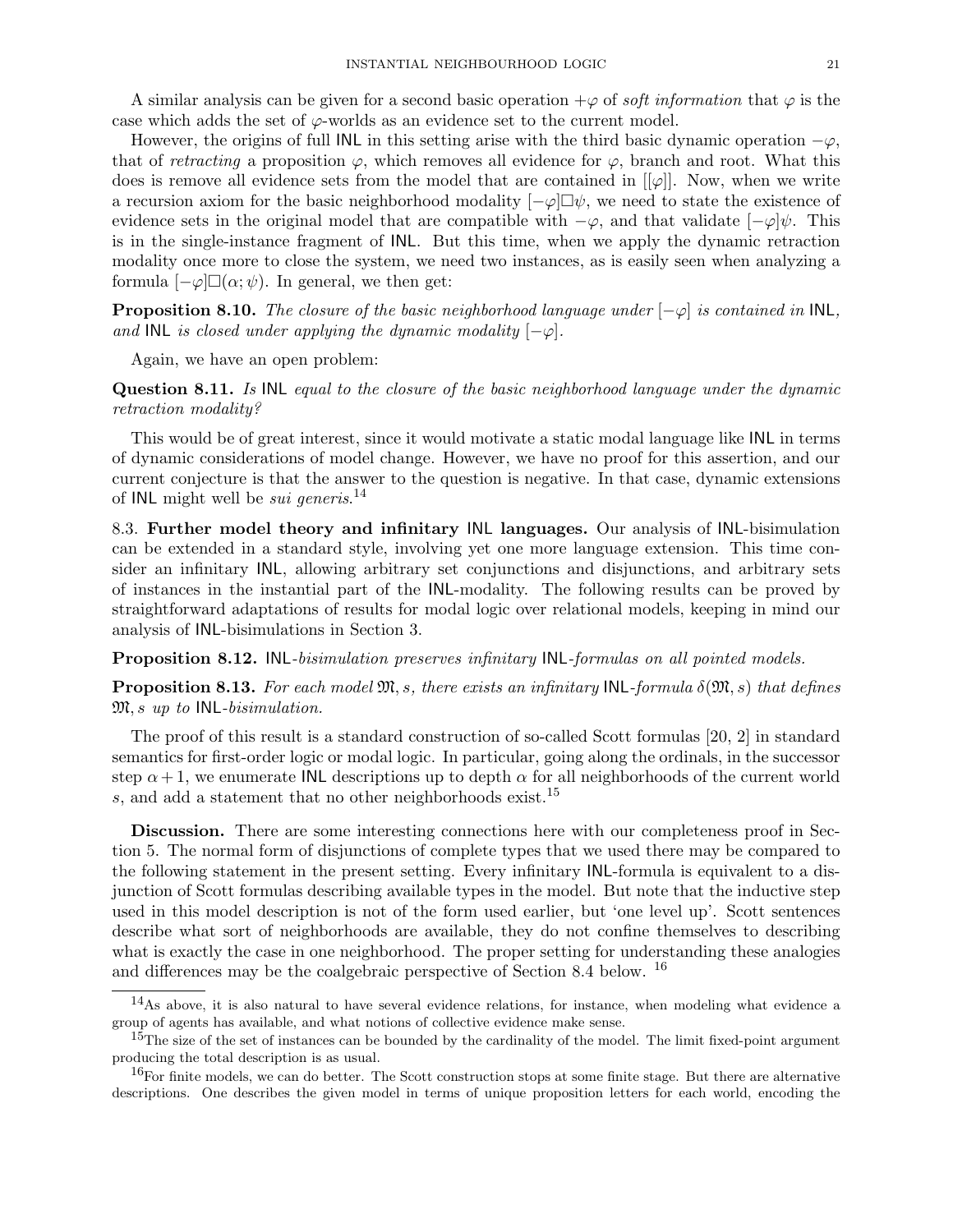A similar analysis can be given for a second basic operation $+\varphi$ of *soft information* that $\varphi$ is the case which adds the set of $\varphi$-worlds as an evidence set to the current model.

However, the origins of full INL in this setting arise with the third basic dynamic operation $-\varphi$, that of *retracting* a proposition $\varphi$, which removes all evidence for $\varphi$, branch and root. What this does is remove all evidence sets from the model that are contained in $[[\varphi]]$. Now, when we write a recursion axiom for the basic neighborhood modality $[-\varphi]\Box\psi$, we need to state the existence of evidence sets in the original model that are compatible with $-\varphi$, and that validate $[-\varphi]\psi$. This is in the single-instance fragment of INL. But this time, when we apply the dynamic retraction modality once more to close the system, we need two instances, as is easily seen when analyzing a formula $[-\varphi]\Box(\alpha;\psi)$. In general, we then get:

**Proposition 8.10.** *The closure of the basic neighborhood language under $[-\varphi]$ is contained in* INL*, and* INL *is closed under applying the dynamic modality $[-\varphi]$.*

Again, we have an open problem:

**Question 8.11.** *Is* INL *equal to the closure of the basic neighborhood language under the dynamic retraction modality?*

This would be of great interest, since it would motivate a static modal language like INL in terms of dynamic considerations of model change. However, we have no proof for this assertion, and our current conjecture is that the answer to the question is negative. In that case, dynamic extensions of INL might well be *sui generis*.[14]

8.3. **Further model theory and infinitary INL languages.** Our analysis of INL-bisimulation can be extended in a standard style, involving yet one more language extension. This time consider an infinitary INL, allowing arbitrary set conjunctions and disjunctions, and arbitrary sets of instances in the instantial part of the INL-modality. The following results can be proved by straightforward adaptations of results for modal logic over relational models, keeping in mind our analysis of INL-bisimulations in Section 3.

**Proposition 8.12.** INL*-bisimulation preserves infinitary* INL*-formulas on all pointed models.*

**Proposition 8.13.** *For each model $\mathfrak{M}, s$, there exists an infinitary* INL*-formula $\delta(\mathfrak{M}, s)$ that defines $\mathfrak{M}, s$ up to* INL*-bisimulation.*

The proof of this result is a standard construction of so-called Scott formulas [20, 2] in standard semantics for first-order logic or modal logic. In particular, going along the ordinals, in the successor step $\alpha + 1$, we enumerate INL descriptions up to depth $\alpha$ for all neighborhoods of the current world $s$, and add a statement that no other neighborhoods exist.[15]

**Discussion.** There are some interesting connections here with our completeness proof in Section 5. The normal form of disjunctions of complete types that we used there may be compared to the following statement in the present setting. Every infinitary INL-formula is equivalent to a disjunction of Scott formulas describing available types in the model. But note that the inductive step used in this model description is not of the form used earlier, but 'one level up'. Scott sentences describe what sort of neighborhoods are available, they do not confine themselves to describing what is exactly the case in one neighborhood. The proper setting for understanding these analogies and differences may be the coalgebraic perspective of Section 8.4 below. [16]

---

[14] As above, it is also natural to have several evidence relations, for instance, when modeling what evidence a group of agents has available, and what notions of collective evidence make sense.

[15] The size of the set of instances can be bounded by the cardinality of the model. The limit fixed-point argument producing the total description is as usual.

[16] For finite models, we can do better. The Scott construction stops at some finite stage. But there are alternative descriptions. One describes the given model in terms of unique proposition letters for each world, encoding the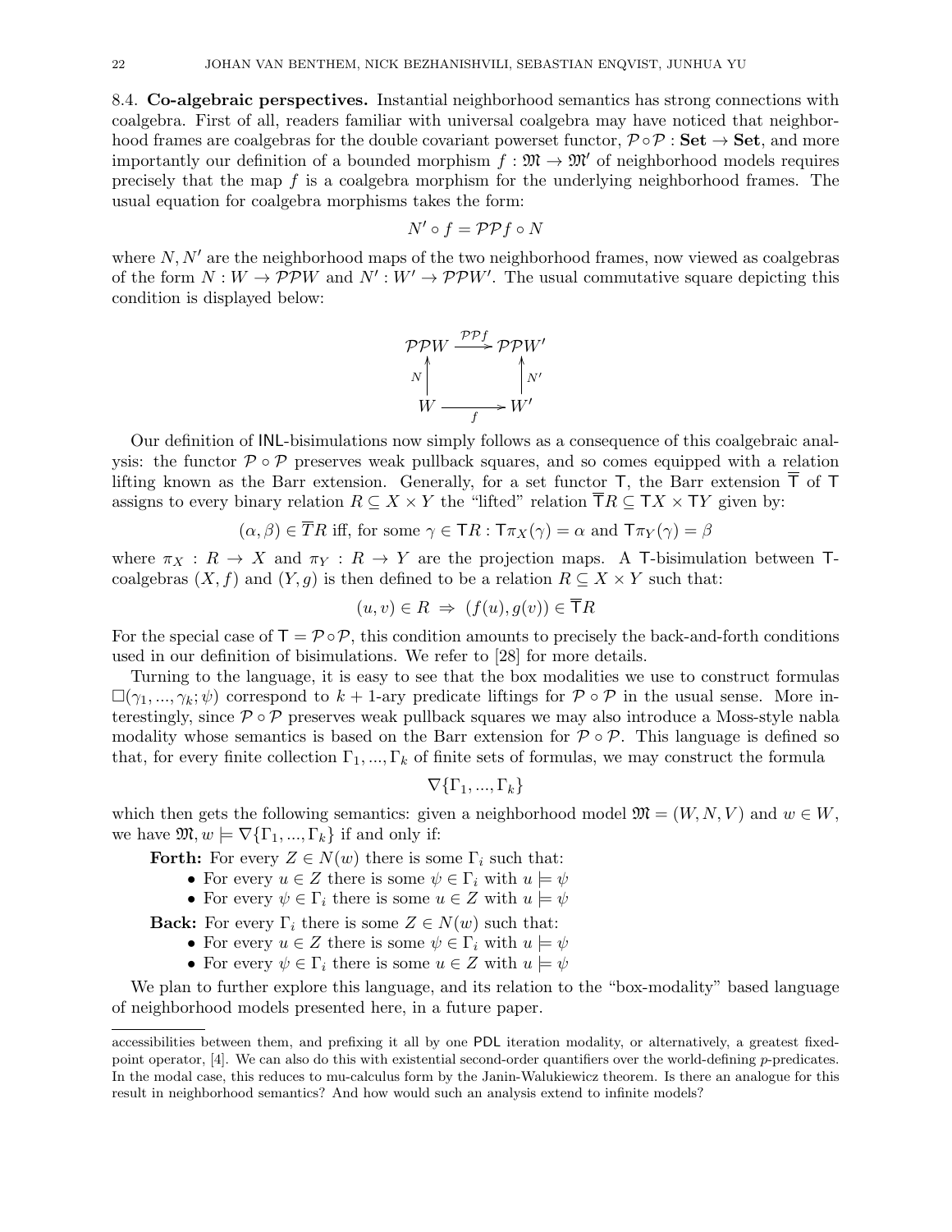8.4. **Co-algebraic perspectives.** Instantial neighborhood semantics has strong connections with coalgebra. First of all, readers familiar with universal coalgebra may have noticed that neighborhood frames are coalgebras for the double covariant powerset functor, $\mathcal{P} \circ \mathcal{P} : \mathbf{Set} \to \mathbf{Set}$, and more importantly our definition of a bounded morphism $f : \mathfrak{M} \to \mathfrak{M}'$ of neighborhood models requires precisely that the map $f$ is a coalgebra morphism for the underlying neighborhood frames. The usual equation for coalgebra morphisms takes the form:

$$N' \circ f = \mathcal{P}\mathcal{P}f \circ N$$

where $N, N'$ are the neighborhood maps of the two neighborhood frames, now viewed as coalgebras of the form $N : W \to \mathcal{P}\mathcal{P}W$ and $N' : W' \to \mathcal{P}\mathcal{P}W'$. The usual commutative square depicting this condition is displayed below:

$$\begin{array}{ccc} \mathcal{P}\mathcal{P}W & \xrightarrow{\mathcal{P}\mathcal{P}f} & \mathcal{P}\mathcal{P}W' \\ {\scriptstyle N}\uparrow & & \uparrow{\scriptstyle N'} \\ W & \xrightarrow[f]{} & W' \end{array}$$

Our definition of INL-bisimulations now simply follows as a consequence of this coalgebraic analysis: the functor $\mathcal{P} \circ \mathcal{P}$ preserves weak pullback squares, and so comes equipped with a relation lifting known as the Barr extension. Generally, for a set functor $\mathsf{T}$, the Barr extension $\overline{\mathsf{T}}$ of $\mathsf{T}$ assigns to every binary relation $R \subseteq X \times Y$ the "lifted" relation $\overline{\mathsf{T}}R \subseteq \mathsf{T}X \times \mathsf{T}Y$ given by:

$$(\alpha, \beta) \in \overline{\mathsf{T}}R \text{ iff, for some } \gamma \in \mathsf{T}R : \mathsf{T}\pi_X(\gamma) = \alpha \text{ and } \mathsf{T}\pi_Y(\gamma) = \beta$$

where $\pi_X : R \to X$ and $\pi_Y : R \to Y$ are the projection maps. A $\mathsf{T}$-bisimulation between $\mathsf{T}$-coalgebras $(X, f)$ and $(Y, g)$ is then defined to be a relation $R \subseteq X \times Y$ such that:

$$(u, v) \in R \;\Rightarrow\; (f(u), g(v)) \in \overline{\mathsf{T}}R$$

For the special case of $\mathsf{T} = \mathcal{P} \circ \mathcal{P}$, this condition amounts to precisely the back-and-forth conditions used in our definition of bisimulations. We refer to [28] for more details.

Turning to the language, it is easy to see that the box modalities we use to construct formulas $\Box(\gamma_1, ..., \gamma_k; \psi)$ correspond to $k+1$-ary predicate liftings for $\mathcal{P} \circ \mathcal{P}$ in the usual sense. More interestingly, since $\mathcal{P} \circ \mathcal{P}$ preserves weak pullback squares we may also introduce a Moss-style nabla modality whose semantics is based on the Barr extension for $\mathcal{P} \circ \mathcal{P}$. This language is defined so that, for every finite collection $\Gamma_1, ..., \Gamma_k$ of finite sets of formulas, we may construct the formula

$$\nabla\{\Gamma_1, ..., \Gamma_k\}$$

which then gets the following semantics: given a neighborhood model $\mathfrak{M} = (W, N, V)$ and $w \in W$, we have $\mathfrak{M}, w \models \nabla\{\Gamma_1, ..., \Gamma_k\}$ if and only if:

**Forth:** For every $Z \in N(w)$ there is some $\Gamma_i$ such that:
- For every $u \in Z$ there is some $\psi \in \Gamma_i$ with $u \models \psi$
- For every $\psi \in \Gamma_i$ there is some $u \in Z$ with $u \models \psi$

**Back:** For every $\Gamma_i$ there is some $Z \in N(w)$ such that:
- For every $u \in Z$ there is some $\psi \in \Gamma_i$ with $u \models \psi$
- For every $\psi \in \Gamma_i$ there is some $u \in Z$ with $u \models \psi$

We plan to further explore this language, and its relation to the "box-modality" based language of neighborhood models presented here, in a future paper.

---

accessibilities between them, and prefixing it all by one PDL iteration modality, or alternatively, a greatest fixed-point operator, [4]. We can also do this with existential second-order quantifiers over the world-defining $p$-predicates. In the modal case, this reduces to mu-calculus form by the Janin-Walukiewicz theorem. Is there an analogue for this result in neighborhood semantics? And how would such an analysis extend to infinite models?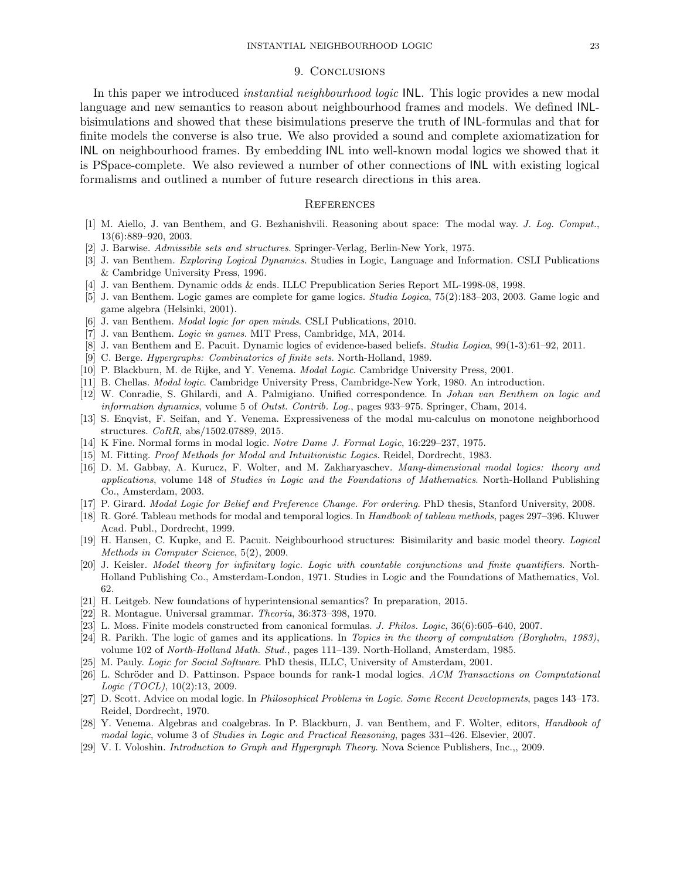## 9. Conclusions

In this paper we introduced *instantial neighbourhood logic* INL. This logic provides a new modal language and new semantics to reason about neighbourhood frames and models. We defined INL-bisimulations and showed that these bisimulations preserve the truth of INL-formulas and that for finite models the converse is also true. We also provided a sound and complete axiomatization for INL on neighbourhood frames. By embedding INL into well-known modal logics we showed that it is PSpace-complete. We also reviewed a number of other connections of INL with existing logical formalisms and outlined a number of future research directions in this area.

## References

[1] M. Aiello, J. van Benthem, and G. Bezhanishvili. Reasoning about space: The modal way. *J. Log. Comput.*, 13(6):889–920, 2003.

[2] J. Barwise. *Admissible sets and structures*. Springer-Verlag, Berlin-New York, 1975.

[3] J. van Benthem. *Exploring Logical Dynamics*. Studies in Logic, Language and Information. CSLI Publications & Cambridge University Press, 1996.

[4] J. van Benthem. Dynamic odds & ends. ILLC Prepublication Series Report ML-1998-08, 1998.

[5] J. van Benthem. Logic games are complete for game logics. *Studia Logica*, 75(2):183–203, 2003. Game logic and game algebra (Helsinki, 2001).

[6] J. van Benthem. *Modal logic for open minds*. CSLI Publications, 2010.

[7] J. van Benthem. *Logic in games*. MIT Press, Cambridge, MA, 2014.

[8] J. van Benthem and E. Pacuit. Dynamic logics of evidence-based beliefs. *Studia Logica*, 99(1-3):61–92, 2011.

[9] C. Berge. *Hypergraphs: Combinatorics of finite sets*. North-Holland, 1989.

[10] P. Blackburn, M. de Rijke, and Y. Venema. *Modal Logic*. Cambridge University Press, 2001.

[11] B. Chellas. *Modal logic*. Cambridge University Press, Cambridge-New York, 1980. An introduction.

[12] W. Conradie, S. Ghilardi, and A. Palmigiano. Unified correspondence. In *Johan van Benthem on logic and information dynamics*, volume 5 of *Outst. Contrib. Log.*, pages 933–975. Springer, Cham, 2014.

[13] S. Enqvist, F. Seifan, and Y. Venema. Expressiveness of the modal mu-calculus on monotone neighborhood structures. *CoRR*, abs/1502.07889, 2015.

[14] K Fine. Normal forms in modal logic. *Notre Dame J. Formal Logic*, 16:229–237, 1975.

[15] M. Fitting. *Proof Methods for Modal and Intuitionistic Logics*. Reidel, Dordrecht, 1983.

[16] D. M. Gabbay, A. Kurucz, F. Wolter, and M. Zakharyaschev. *Many-dimensional modal logics: theory and applications*, volume 148 of *Studies in Logic and the Foundations of Mathematics*. North-Holland Publishing Co., Amsterdam, 2003.

[17] P. Girard. *Modal Logic for Belief and Preference Change. For ordering*. PhD thesis, Stanford University, 2008.

[18] R. Goré. Tableau methods for modal and temporal logics. In *Handbook of tableau methods*, pages 297–396. Kluwer Acad. Publ., Dordrecht, 1999.

[19] H. Hansen, C. Kupke, and E. Pacuit. Neighbourhood structures: Bisimilarity and basic model theory. *Logical Methods in Computer Science*, 5(2), 2009.

[20] J. Keisler. *Model theory for infinitary logic. Logic with countable conjunctions and finite quantifiers*. North-Holland Publishing Co., Amsterdam-London, 1971. Studies in Logic and the Foundations of Mathematics, Vol. 62.

[21] H. Leitgeb. New foundations of hyperintensional semantics? In preparation, 2015.

[22] R. Montague. Universal grammar. *Theoria*, 36:373–398, 1970.

[23] L. Moss. Finite models constructed from canonical formulas. *J. Philos. Logic*, 36(6):605–640, 2007.

[24] R. Parikh. The logic of games and its applications. In *Topics in the theory of computation (Borgholm, 1983)*, volume 102 of *North-Holland Math. Stud.*, pages 111–139. North-Holland, Amsterdam, 1985.

[25] M. Pauly. *Logic for Social Software*. PhD thesis, ILLC, University of Amsterdam, 2001.

[26] L. Schröder and D. Pattinson. Pspace bounds for rank-1 modal logics. *ACM Transactions on Computational Logic (TOCL)*, 10(2):13, 2009.

[27] D. Scott. Advice on modal logic. In *Philosophical Problems in Logic. Some Recent Developments*, pages 143–173. Reidel, Dordrecht, 1970.

[28] Y. Venema. Algebras and coalgebras. In P. Blackburn, J. van Benthem, and F. Wolter, editors, *Handbook of modal logic*, volume 3 of *Studies in Logic and Practical Reasoning*, pages 331–426. Elsevier, 2007.

[29] V. I. Voloshin. *Introduction to Graph and Hypergraph Theory*. Nova Science Publishers, Inc.,, 2009.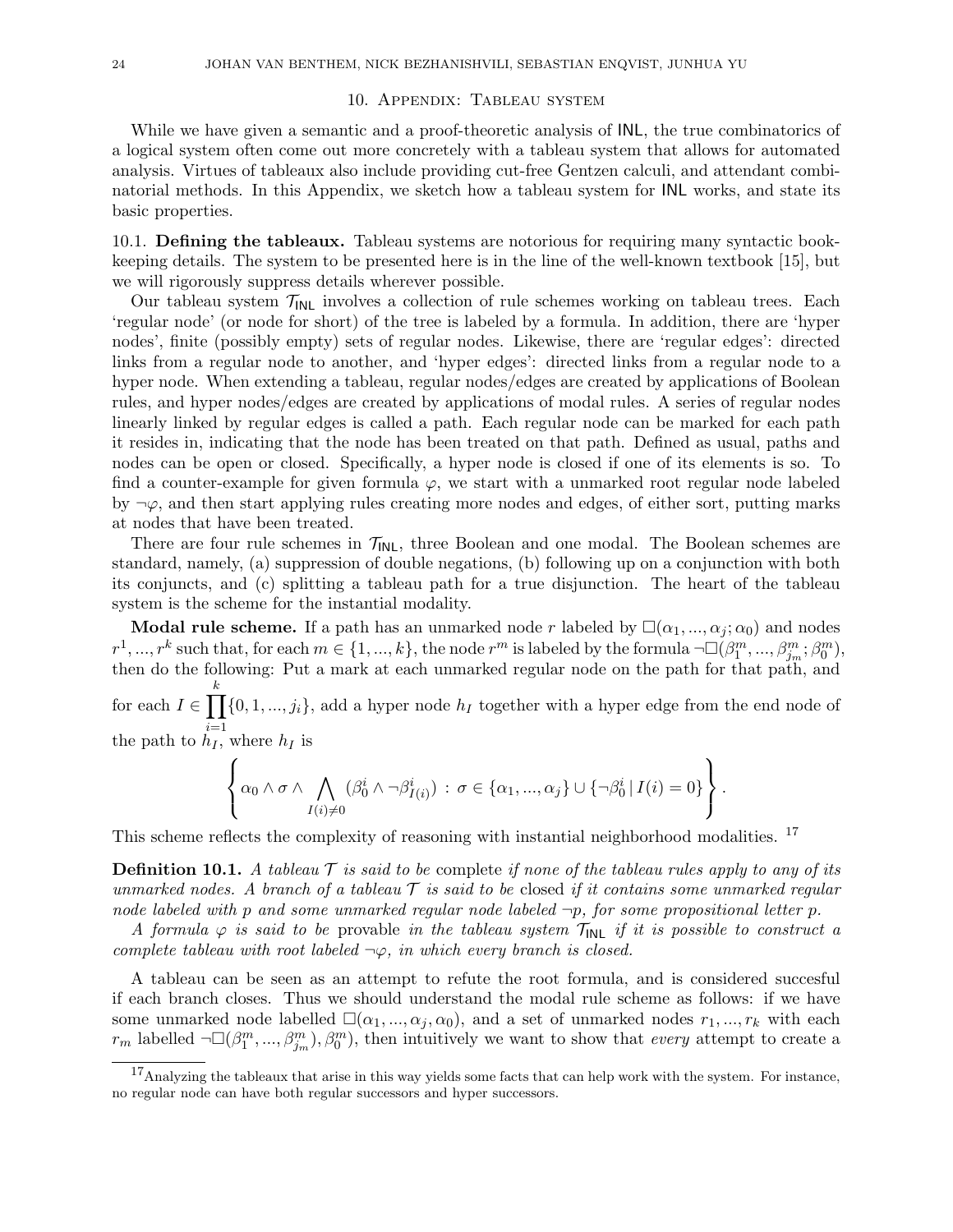## 10. Appendix: Tableau system

While we have given a semantic and a proof-theoretic analysis of INL, the true combinatorics of a logical system often come out more concretely with a tableau system that allows for automated analysis. Virtues of tableaux also include providing cut-free Gentzen calculi, and attendant combinatorial methods. In this Appendix, we sketch how a tableau system for INL works, and state its basic properties.

### 10.1. Defining the tableaux.

Tableau systems are notorious for requiring many syntactic bookkeeping details. The system to be presented here is in the line of the well-known textbook [15], but we will rigorously suppress details wherever possible.

Our tableau system $\mathcal{T}_{\mathsf{INL}}$ involves a collection of rule schemes working on tableau trees. Each 'regular node' (or node for short) of the tree is labeled by a formula. In addition, there are 'hyper nodes', finite (possibly empty) sets of regular nodes. Likewise, there are 'regular edges': directed links from a regular node to another, and 'hyper edges': directed links from a regular node to a hyper node. When extending a tableau, regular nodes/edges are created by applications of Boolean rules, and hyper nodes/edges are created by applications of modal rules. A series of regular nodes linearly linked by regular edges is called a path. Each regular node can be marked for each path it resides in, indicating that the node has been treated on that path. Defined as usual, paths and nodes can be open or closed. Specifically, a hyper node is closed if one of its elements is so. To find a counter-example for given formula $\varphi$, we start with a unmarked root regular node labeled by $\neg\varphi$, and then start applying rules creating more nodes and edges, of either sort, putting marks at nodes that have been treated.

There are four rule schemes in $\mathcal{T}_{\mathsf{INL}}$, three Boolean and one modal. The Boolean schemes are standard, namely, (a) suppression of double negations, (b) following up on a conjunction with both its conjuncts, and (c) splitting a tableau path for a true disjunction. The heart of the tableau system is the scheme for the instantial modality.

**Modal rule scheme.** If a path has an unmarked node $r$ labeled by $\Box(\alpha_1, ..., \alpha_j; \alpha_0)$ and nodes $r^1, ..., r^k$ such that, for each $m \in \{1, ..., k\}$, the node $r^m$ is labeled by the formula $\neg\Box(\beta^m_1, ..., \beta^m_{j_m}; \beta^m_0)$, then do the following: Put a mark at each unmarked regular node on the path for that path, and for each $I \in \prod_{i=1}^{k}\{0, 1, ..., j_i\}$, add a hyper node $h_I$ together with a hyper edge from the end node of the path to $h_I$, where $h_I$ is

$$\left\{ \alpha_0 \wedge \sigma \wedge \bigwedge_{I(i)\neq 0} (\beta^i_0 \wedge \neg\beta^i_{I(i)}) \;:\; \sigma \in \{\alpha_1, ..., \alpha_j\} \cup \{\neg\beta^i_0 \,|\, I(i) = 0\} \right\}.$$

This scheme reflects the complexity of reasoning with instantial neighborhood modalities. [17]

**Definition 10.1.** *A tableau $\mathcal{T}$ is said to be* complete *if none of the tableau rules apply to any of its unmarked nodes. A branch of a tableau $\mathcal{T}$ is said to be* closed *if it contains some unmarked regular node labeled with $p$ and some unmarked regular node labeled $\neg p$, for some propositional letter $p$.*

*A formula $\varphi$ is said to be* provable *in the tableau system $\mathcal{T}_{\mathsf{INL}}$ if it is possible to construct a complete tableau with root labeled $\neg\varphi$, in which every branch is closed.*

A tableau can be seen as an attempt to refute the root formula, and is considered succesful if each branch closes. Thus we should understand the modal rule scheme as follows: if we have some unmarked node labelled $\Box(\alpha_1, ..., \alpha_j, \alpha_0)$, and a set of unmarked nodes $r_1, ..., r_k$ with each $r_m$ labelled $\neg\Box(\beta^m_1, ..., \beta^m_{j_m}), \beta^m_0)$, then intuitively we want to show that *every* attempt to create a

[17] Analyzing the tableaux that arise in this way yields some facts that can help work with the system. For instance, no regular node can have both regular successors and hyper successors.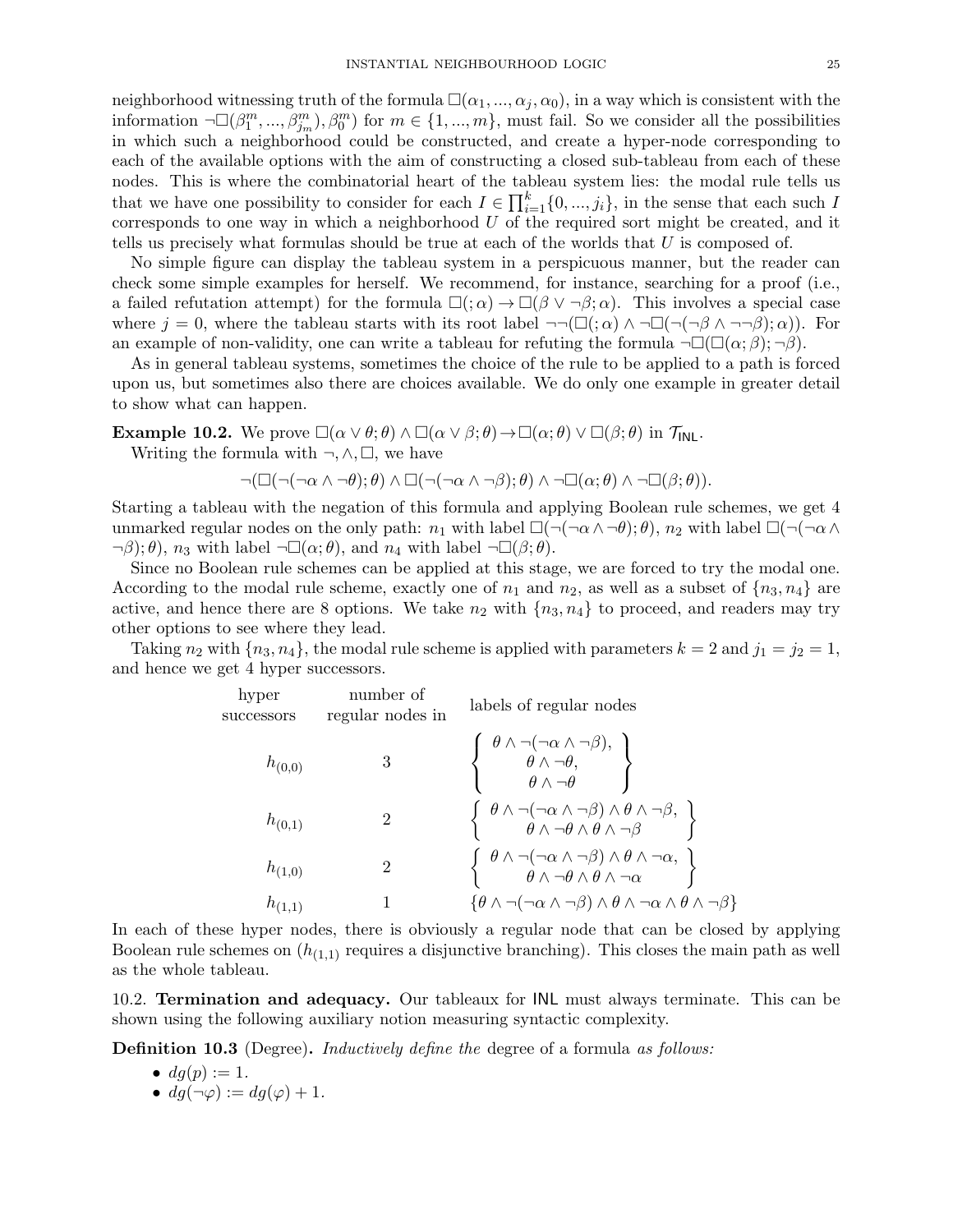neighborhood witnessing truth of the formula $\Box(\alpha_1, ..., \alpha_j, \alpha_0)$, in a way which is consistent with the information $\neg\Box(\beta_1^m, ..., \beta_{j_m}^m), \beta_0^m)$ for $m \in \{1, ..., m\}$, must fail. So we consider all the possibilities in which such a neighborhood could be constructed, and create a hyper-node corresponding to each of the available options with the aim of constructing a closed sub-tableau from each of these nodes. This is where the combinatorial heart of the tableau system lies: the modal rule tells us that we have one possibility to consider for each $I \in \prod_{i=1}^{k}\{0, ..., j_i\}$, in the sense that each such $I$ corresponds to one way in which a neighborhood $U$ of the required sort might be created, and it tells us precisely what formulas should be true at each of the worlds that $U$ is composed of.

No simple figure can display the tableau system in a perspicuous manner, but the reader can check some simple examples for herself. We recommend, for instance, searching for a proof (i.e., a failed refutation attempt) for the formula $\Box(;\alpha) \to \Box(\beta \vee \neg\beta; \alpha)$. This involves a special case where $j = 0$, where the tableau starts with its root label $\neg\neg(\Box(;\alpha) \wedge \neg\Box(\neg(\neg\beta \wedge \neg\neg\beta); \alpha))$. For an example of non-validity, one can write a tableau for refuting the formula $\neg\Box(\Box(\alpha; \beta); \neg\beta)$.

As in general tableau systems, sometimes the choice of the rule to be applied to a path is forced upon us, but sometimes also there are choices available. We do only one example in greater detail to show what can happen.

**Example 10.2.** We prove $\Box(\alpha \vee \theta; \theta) \wedge \Box(\alpha \vee \beta; \theta) \to \Box(\alpha; \theta) \vee \Box(\beta; \theta)$ in $\mathcal{T}_{\mathsf{INL}}$.

Writing the formula with $\neg, \wedge, \Box$, we have

$$\neg(\Box(\neg(\neg\alpha \wedge \neg\theta); \theta) \wedge \Box(\neg(\neg\alpha \wedge \neg\beta); \theta) \wedge \neg\Box(\alpha; \theta) \wedge \neg\Box(\beta; \theta)).$$

Starting a tableau with the negation of this formula and applying Boolean rule schemes, we get 4 unmarked regular nodes on the only path: $n_1$ with label $\Box(\neg(\neg\alpha \wedge \neg\theta); \theta)$, $n_2$ with label $\Box(\neg(\neg\alpha \wedge \neg\beta); \theta)$, $n_3$ with label $\neg\Box(\alpha; \theta)$, and $n_4$ with label $\neg\Box(\beta; \theta)$.

Since no Boolean rule schemes can be applied at this stage, we are forced to try the modal one. According to the modal rule scheme, exactly one of $n_1$ and $n_2$, as well as a subset of $\{n_3, n_4\}$ are active, and hence there are 8 options. We take $n_2$ with $\{n_3, n_4\}$ to proceed, and readers may try other options to see where they lead.

Taking $n_2$ with $\{n_3, n_4\}$, the modal rule scheme is applied with parameters $k = 2$ and $j_1 = j_2 = 1$, and hence we get 4 hyper successors.

| hyper successors | number of regular nodes in | labels of regular nodes |
|---|---|---|
| $h_{(0,0)}$ | 3 | $\left\{ \begin{array}{c} \theta \wedge \neg(\neg\alpha \wedge \neg\beta), \\ \theta \wedge \neg\theta, \\ \theta \wedge \neg\theta \end{array} \right\}$ |
| $h_{(0,1)}$ | 2 | $\left\{ \begin{array}{c} \theta \wedge \neg(\neg\alpha \wedge \neg\beta) \wedge \theta \wedge \neg\beta, \\ \theta \wedge \neg\theta \wedge \theta \wedge \neg\beta \end{array} \right\}$ |
| $h_{(1,0)}$ | 2 | $\left\{ \begin{array}{c} \theta \wedge \neg(\neg\alpha \wedge \neg\beta) \wedge \theta \wedge \neg\alpha, \\ \theta \wedge \neg\theta \wedge \theta \wedge \neg\alpha \end{array} \right\}$ |
| $h_{(1,1)}$ | 1 | $\{\theta \wedge \neg(\neg\alpha \wedge \neg\beta) \wedge \theta \wedge \neg\alpha \wedge \theta \wedge \neg\beta\}$ |

In each of these hyper nodes, there is obviously a regular node that can be closed by applying Boolean rule schemes on ($h_{(1,1)}$ requires a disjunctive branching). This closes the main path as well as the whole tableau.

10.2. **Termination and adequacy.** Our tableaux for $\mathsf{INL}$ must always terminate. This can be shown using the following auxiliary notion measuring syntactic complexity.

**Definition 10.3** (Degree). *Inductively define the* degree of a formula *as follows:*

- $dg(p) := 1$.
- $dg(\neg\varphi) := dg(\varphi) + 1$.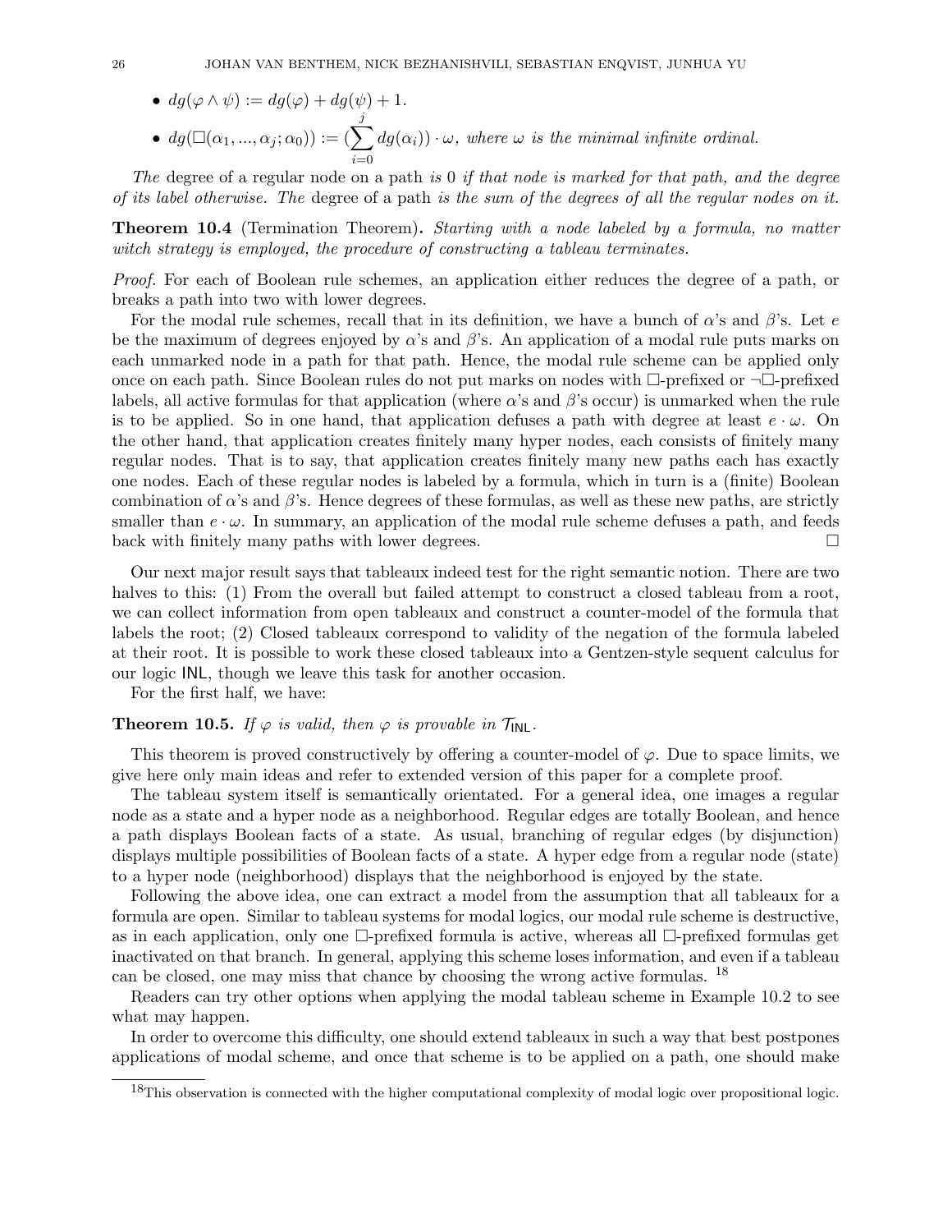- $dg(\varphi \wedge \psi) := dg(\varphi) + dg(\psi) + 1$.
- $dg(\Box(\alpha_1, ..., \alpha_j; \alpha_0)) := (\sum_{i=0}^{j} dg(\alpha_i)) \cdot \omega$, *where* $\omega$ *is the minimal infinite ordinal.*

*The* degree of a regular node on a path *is 0 if that node is marked for that path, and the degree of its label otherwise. The* degree of a path *is the sum of the degrees of all the regular nodes on it.*

**Theorem 10.4** (Termination Theorem)**.** *Starting with a node labeled by a formula, no matter witch strategy is employed, the procedure of constructing a tableau terminates.*

*Proof.* For each of Boolean rule schemes, an application either reduces the degree of a path, or breaks a path into two with lower degrees.

For the modal rule schemes, recall that in its definition, we have a bunch of $\alpha$'s and $\beta$'s. Let $e$ be the maximum of degrees enjoyed by $\alpha$'s and $\beta$'s. An application of a modal rule puts marks on each unmarked node in a path for that path. Hence, the modal rule scheme can be applied only once on each path. Since Boolean rules do not put marks on nodes with $\Box$-prefixed or $\neg\Box$-prefixed labels, all active formulas for that application (where $\alpha$'s and $\beta$'s occur) is unmarked when the rule is to be applied. So in one hand, that application defuses a path with degree at least $e \cdot \omega$. On the other hand, that application creates finitely many hyper nodes, each consists of finitely many regular nodes. That is to say, that application creates finitely many new paths each has exactly one nodes. Each of these regular nodes is labeled by a formula, which in turn is a (finite) Boolean combination of $\alpha$'s and $\beta$'s. Hence degrees of these formulas, as well as these new paths, are strictly smaller than $e \cdot \omega$. In summary, an application of the modal rule scheme defuses a path, and feeds back with finitely many paths with lower degrees. $\square$

Our next major result says that tableaux indeed test for the right semantic notion. There are two halves to this: (1) From the overall but failed attempt to construct a closed tableau from a root, we can collect information from open tableaux and construct a counter-model of the formula that labels the root; (2) Closed tableaux correspond to validity of the negation of the formula labeled at their root. It is possible to work these closed tableaux into a Gentzen-style sequent calculus for our logic INL, though we leave this task for another occasion.

For the first half, we have:

**Theorem 10.5.** *If $\varphi$ is valid, then $\varphi$ is provable in $\mathcal{T}_{\mathsf{INL}}$.*

This theorem is proved constructively by offering a counter-model of $\varphi$. Due to space limits, we give here only main ideas and refer to extended version of this paper for a complete proof.

The tableau system itself is semantically orientated. For a general idea, one images a regular node as a state and a hyper node as a neighborhood. Regular edges are totally Boolean, and hence a path displays Boolean facts of a state. As usual, branching of regular edges (by disjunction) displays multiple possibilities of Boolean facts of a state. A hyper edge from a regular node (state) to a hyper node (neighborhood) displays that the neighborhood is enjoyed by the state.

Following the above idea, one can extract a model from the assumption that all tableaux for a formula are open. Similar to tableau systems for modal logics, our modal rule scheme is destructive, as in each application, only one $\Box$-prefixed formula is active, whereas all $\Box$-prefixed formulas get inactivated on that branch. In general, applying this scheme loses information, and even if a tableau can be closed, one may miss that chance by choosing the wrong active formulas. [18]

Readers can try other options when applying the modal tableau scheme in Example 10.2 to see what may happen.

In order to overcome this difficulty, one should extend tableaux in such a way that best postpones applications of modal scheme, and once that scheme is to be applied on a path, one should make

[18]This observation is connected with the higher computational complexity of modal logic over propositional logic.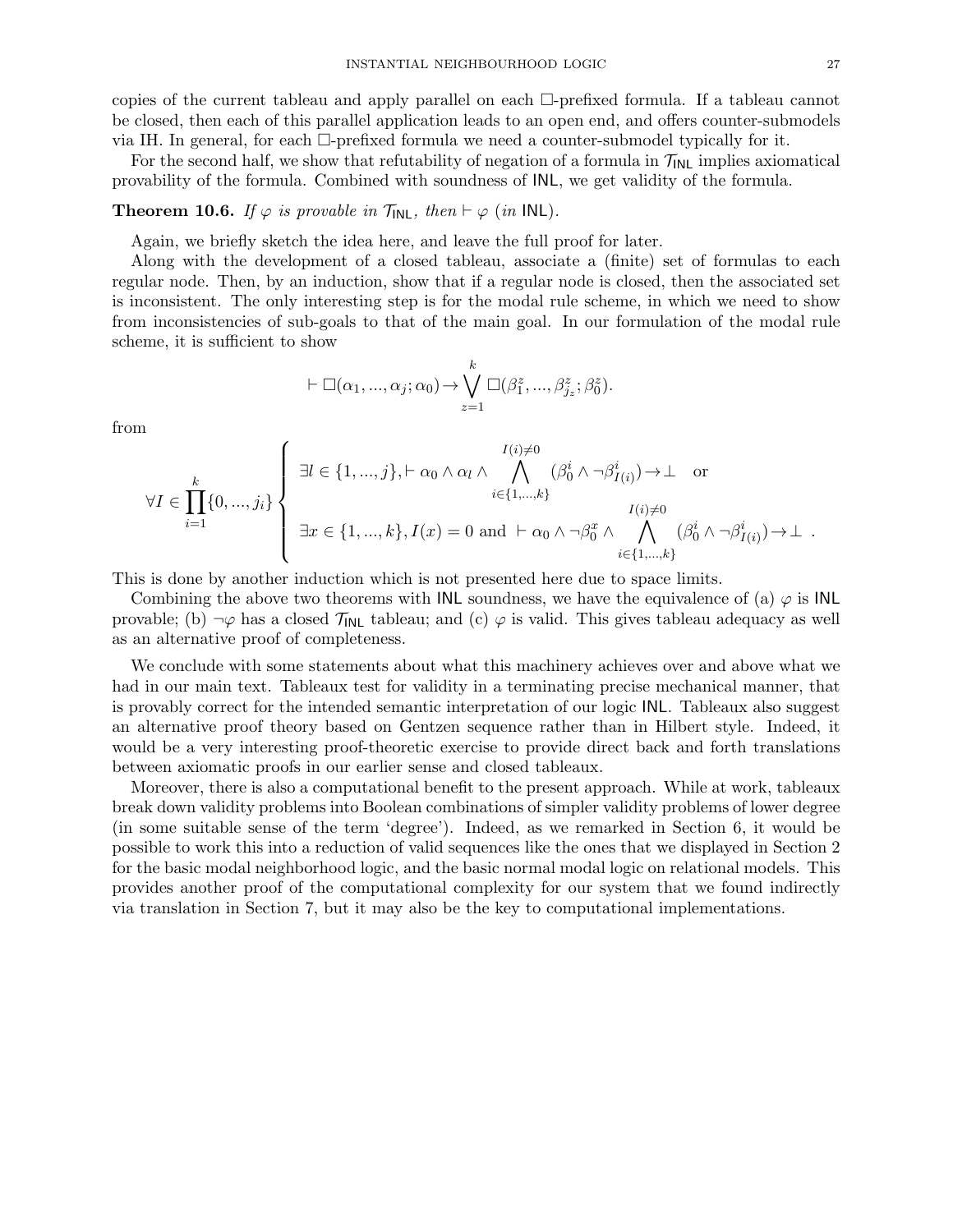copies of the current tableau and apply parallel on each $\Box$-prefixed formula. If a tableau cannot be closed, then each of this parallel application leads to an open end, and offers counter-submodels via IH. In general, for each $\Box$-prefixed formula we need a counter-submodel typically for it.

For the second half, we show that refutability of negation of a formula in $\mathcal{T}_{\mathsf{INL}}$ implies axiomatical provability of the formula. Combined with soundness of $\mathsf{INL}$, we get validity of the formula.

**Theorem 10.6.** *If $\varphi$ is provable in $\mathcal{T}_{\mathsf{INL}}$, then $\vdash \varphi$ (in $\mathsf{INL}$).*

Again, we briefly sketch the idea here, and leave the full proof for later.

Along with the development of a closed tableau, associate a (finite) set of formulas to each regular node. Then, by an induction, show that if a regular node is closed, then the associated set is inconsistent. The only interesting step is for the modal rule scheme, in which we need to show from inconsistencies of sub-goals to that of the main goal. In our formulation of the modal rule scheme, it is sufficient to show

$$\vdash \Box(\alpha_1, ..., \alpha_j; \alpha_0) \to \bigvee_{z=1}^{k} \Box(\beta_1^z, ..., \beta_{j_z}^z; \beta_0^z).$$

from

$$\forall I \in \prod_{i=1}^{k}\{0, ..., j_i\} \begin{cases} \exists l \in \{1, ..., j\}, \vdash \alpha_0 \wedge \alpha_l \wedge \bigwedge\limits_{i \in \{1,...,k\}}^{I(i) \neq 0} (\beta_0^i \wedge \neg \beta_{I(i)}^i) \to \bot \quad \text{or} \\ \exists x \in \{1, ..., k\}, I(x) = 0 \text{ and } \vdash \alpha_0 \wedge \neg \beta_0^x \wedge \bigwedge\limits_{i \in \{1,...,k\}}^{I(i) \neq 0} (\beta_0^i \wedge \neg \beta_{I(i)}^i) \to \bot \ . \end{cases}$$

This is done by another induction which is not presented here due to space limits.

Combining the above two theorems with $\mathsf{INL}$ soundness, we have the equivalence of (a) $\varphi$ is $\mathsf{INL}$ provable; (b) $\neg\varphi$ has a closed $\mathcal{T}_{\mathsf{INL}}$ tableau; and (c) $\varphi$ is valid. This gives tableau adequacy as well as an alternative proof of completeness.

We conclude with some statements about what this machinery achieves over and above what we had in our main text. Tableaux test for validity in a terminating precise mechanical manner, that is provably correct for the intended semantic interpretation of our logic $\mathsf{INL}$. Tableaux also suggest an alternative proof theory based on Gentzen sequence rather than in Hilbert style. Indeed, it would be a very interesting proof-theoretic exercise to provide direct back and forth translations between axiomatic proofs in our earlier sense and closed tableaux.

Moreover, there is also a computational benefit to the present approach. While at work, tableaux break down validity problems into Boolean combinations of simpler validity problems of lower degree (in some suitable sense of the term 'degree'). Indeed, as we remarked in Section 6, it would be possible to work this into a reduction of valid sequences like the ones that we displayed in Section 2 for the basic modal neighborhood logic, and the basic normal modal logic on relational models. This provides another proof of the computational complexity for our system that we found indirectly via translation in Section 7, but it may also be the key to computational implementations.